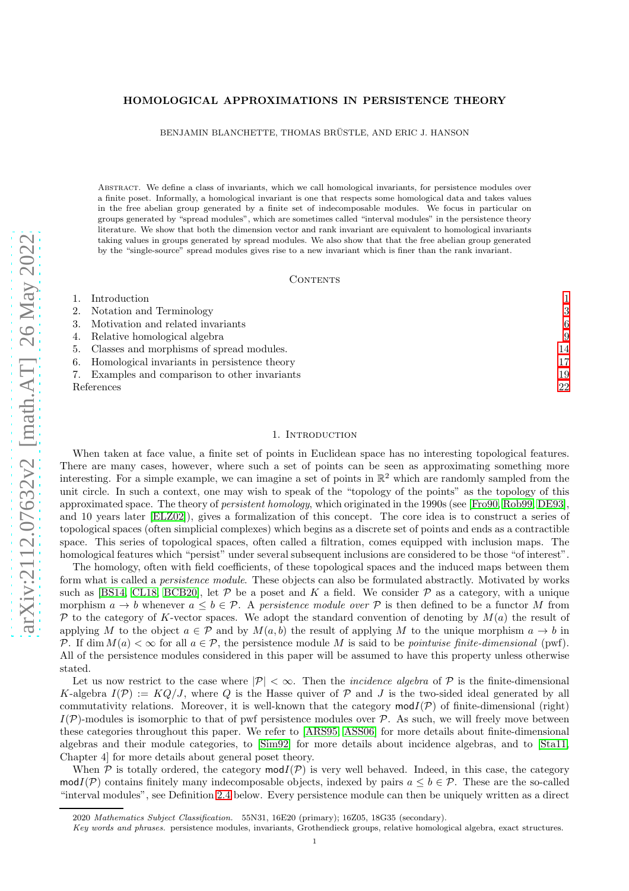# HOMOLOGICAL APPROXIMATIONS IN PERSISTENCE THEORY

BENJAMIN BLANCHETTE, THOMAS BRÜSTLE, AND ERIC J. HANSON

Abstract. We define a class of invariants, which we call homological invariants, for persistence modules over a finite poset. Informally, a homological invariant is one that respects some homological data and takes values in the free abelian group generated by a finite set of indecomposable modules. We focus in particular on groups generated by "spread modules", which are sometimes called "interval modules" in the persistence theory literature. We show that both the dimension vector and rank invariant are equivalent to homological invariants taking values in groups generated by spread modules. We also show that that the free abelian group generated by the "single-source" spread modules gives rise to a new invariant which is finer than the rank invariant.

## Contents

| | | |
|---|---|---|
| 1. | Introduction | 1 |
| 2. | Notation and Terminology | 3 |
| 3. | Motivation and related invariants | 6 |
| 4. | Relative homological algebra | 9 |
| 5. | Classes and morphisms of spread modules. | 14 |
| 6. | Homological invariants in persistence theory | 17 |
| 7. | Examples and comparison to other invariants | 19 |
| | References | 22 |

## 1. Introduction

When taken at face value, a finite set of points in Euclidean space has no interesting topological features. There are many cases, however, where such a set of points can be seen as approximating something more interesting. For a simple example, we can imagine a set of points in $\mathbb{R}^2$ which are randomly sampled from the unit circle. In such a context, one may wish to speak of the "topology of the points" as the topology of this approximated space. The theory of *persistent homology*, which originated in the 1990s (see [Fro90, Rob99, DE93], and 10 years later [ELZ02]), gives a formalization of this concept. The core idea is to construct a series of topological spaces (often simplicial complexes) which begins as a discrete set of points and ends as a contractible space. This series of topological spaces, often called a filtration, comes equipped with inclusion maps. The homological features which "persist" under several subsequent inclusions are considered to be those "of interest".

The homology, often with field coefficients, of these topological spaces and the induced maps between them form what is called a *persistence module*. These objects can also be formulated abstractly. Motivated by works such as [BS14, CL18, BCB20], let $\mathcal{P}$ be a poset and $K$ a field. We consider $\mathcal{P}$ as a category, with a unique morphism $a \to b$ whenever $a \leq b \in \mathcal{P}$. A *persistence module over* $\mathcal{P}$ is then defined to be a functor $M$ from $\mathcal{P}$ to the category of $K$-vector spaces. We adopt the standard convention of denoting by $M(a)$ the result of applying $M$ to the object $a \in \mathcal{P}$ and by $M(a, b)$ the result of applying $M$ to the unique morphism $a \to b$ in $\mathcal{P}$. If $\dim M(a) < \infty$ for all $a \in \mathcal{P}$, the persistence module $M$ is said to be *pointwise finite-dimensional* (pwf). All of the persistence modules considered in this paper will be assumed to have this property unless otherwise stated.

Let us now restrict to the case where $|\mathcal{P}| < \infty$. Then the *incidence algebra* of $\mathcal{P}$ is the finite-dimensional $K$-algebra $I(\mathcal{P}) := KQ/J$, where $Q$ is the Hasse quiver of $\mathcal{P}$ and $J$ is the two-sided ideal generated by all commutativity relations. Moreover, it is well-known that the category $\mathsf{mod} I(\mathcal{P})$ of finite-dimensional (right) $I(\mathcal{P})$-modules is isomorphic to that of pwf persistence modules over $\mathcal{P}$. As such, we will freely move between these categories throughout this paper. We refer to [ARS95, ASS06] for more details about finite-dimensional algebras and their module categories, to [Sim92] for more details about incidence algebras, and to [Sta11, Chapter 4] for more details about general poset theory.

When $\mathcal{P}$ is totally ordered, the category $\mathsf{mod} I(\mathcal{P})$ is very well behaved. Indeed, in this case, the category $\mathsf{mod} I(\mathcal{P})$ contains finitely many indecomposable objects, indexed by pairs $a \leq b \in \mathcal{P}$. These are the so-called "interval modules", see Definition 2.4 below. Every persistence module can then be uniquely written as a direct

2020 *Mathematics Subject Classification.* 55N31, 16E20 (primary); 16Z05, 18G35 (secondary).

*Key words and phrases.* persistence modules, invariants, Grothendieck groups, relative homological algebra, exact structures.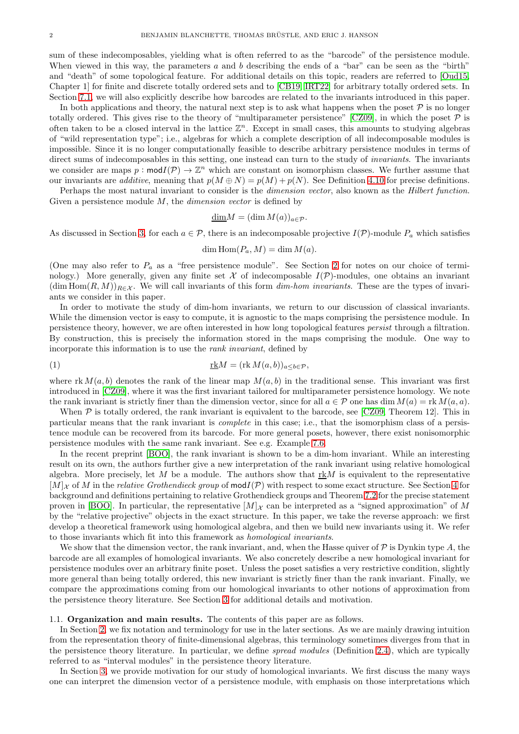sum of these indecomposables, yielding what is often referred to as the "barcode" of the persistence module. When viewed in this way, the parameters $a$ and $b$ describing the ends of a "bar" can be seen as the "birth" and "death" of some topological feature. For additional details on this topic, readers are referred to [Oud15, Chapter 1] for finite and discrete totally ordered sets and to [CB19, IRT22] for arbitrary totally ordered sets. In Section 7.1, we will also explicitly describe how barcodes are related to the invariants introduced in this paper.

In both applications and theory, the natural next step is to ask what happens when the poset $\mathcal{P}$ is no longer totally ordered. This gives rise to the theory of "multiparameter persistence" [CZ09], in which the poset $\mathcal{P}$ is often taken to be a closed interval in the lattice $\mathbb{Z}^n$. Except in small cases, this amounts to studying algebras of "wild representation type"; i.e., algebras for which a complete description of all indecomposable modules is impossible. Since it is no longer computationally feasible to describe arbitrary persistence modules in terms of direct sums of indecomposables in this setting, one instead can turn to the study of *invariants*. The invariants we consider are maps $p : \mathsf{mod} I(\mathcal{P}) \to \mathbb{Z}^n$ which are constant on isomorphism classes. We further assume that our invariants are *additive*, meaning that $p(M \oplus N) = p(M) + p(N)$. See Definition 4.10 for precise definitions.

Perhaps the most natural invariant to consider is the *dimension vector*, also known as the *Hilbert function*. Given a persistence module $M$, the *dimension vector* is defined by

$$\underline{\dim} M = (\dim M(a))_{a \in \mathcal{P}}.$$

As discussed in Section 3, for each $a \in \mathcal{P}$, there is an indecomposable projective $I(\mathcal{P})$-module $P_a$ which satisfies

$$\dim \operatorname{Hom}(P_a, M) = \dim M(a).$$

(One may also refer to $P_a$ as a "free persistence module". See Section 2 for notes on our choice of terminology.) More generally, given any finite set $\mathcal{X}$ of indecomposable $I(\mathcal{P})$-modules, one obtains an invariant $(\dim \operatorname{Hom}(R, M))_{R \in \mathcal{X}}$. We will call invariants of this form *dim-hom invariants*. These are the types of invariants we consider in this paper.

In order to motivate the study of dim-hom invariants, we return to our discussion of classical invariants. While the dimension vector is easy to compute, it is agnostic to the maps comprising the persistence module. In persistence theory, however, we are often interested in how long topological features *persist* through a filtration. By construction, this is precisely the information stored in the maps comprising the module. One way to incorporate this information is to use the *rank invariant*, defined by

$$\underline{\operatorname{rk}} M = (\operatorname{rk} M(a, b))_{a \leq b \in \mathcal{P}}, \tag{1}$$

where $\operatorname{rk} M(a, b)$ denotes the rank of the linear map $M(a, b)$ in the traditional sense. This invariant was first introduced in [CZ09], where it was the first invariant tailored for multiparameter persistence homology. We note the rank invariant is strictly finer than the dimension vector, since for all $a \in \mathcal{P}$ one has $\dim M(a) = \operatorname{rk} M(a, a)$.

When $\mathcal{P}$ is totally ordered, the rank invariant is equivalent to the barcode, see [CZ09, Theorem 12]. This in particular means that the rank invariant is *complete* in this case; i.e., that the isomorphism class of a persistence module can be recovered from its barcode. For more general posets, however, there exist nonisomorphic persistence modules with the same rank invariant. See e.g. Example 7.6.

In the recent preprint [BOO], the rank invariant is shown to be a dim-hom invariant. While an interesting result on its own, the authors further give a new interpretation of the rank invariant using relative homological algebra. More precisely, let $M$ be a module. The authors show that $\underline{\operatorname{rk}} M$ is equivalent to the representative $[M]_{\mathcal{X}}$ of $M$ in the *relative Grothendieck group* of $\mathsf{mod} I(\mathcal{P})$ with respect to some exact structure. See Section 4 for background and definitions pertaining to relative Grothendieck groups and Theorem 7.2 for the precise statement proven in [BOO]. In particular, the representative $[M]_{\mathcal{X}}$ can be interpreted as a "signed approximation" of $M$ by the "relative projective" objects in the exact structure. In this paper, we take the reverse approach: we first develop a theoretical framework using homological algebra, and then we build new invariants using it. We refer to those invariants which fit into this framework as *homological invariants*.

We show that the dimension vector, the rank invariant, and, when the Hasse quiver of $\mathcal{P}$ is Dynkin type $A$, the barcode are all examples of homological invariants. We also concretely describe a new homological invariant for persistence modules over an arbitrary finite poset. Unless the poset satisfies a very restrictive condition, slightly more general than being totally ordered, this new invariant is strictly finer than the rank invariant. Finally, we compare the approximations coming from our homological invariants to other notions of approximation from the persistence theory literature. See Section 3 for additional details and motivation.

### 1.1. Organization and main results.

The contents of this paper are as follows.

In Section 2, we fix notation and terminology for use in the later sections. As we are mainly drawing intuition from the representation theory of finite-dimensional algebras, this terminology sometimes diverges from that in the persistence theory literature. In particular, we define *spread modules* (Definition 2.4), which are typically referred to as "interval modules" in the persistence theory literature.

In Section 3, we provide motivation for our study of homological invariants. We first discuss the many ways one can interpret the dimension vector of a persistence module, with emphasis on those interpretations which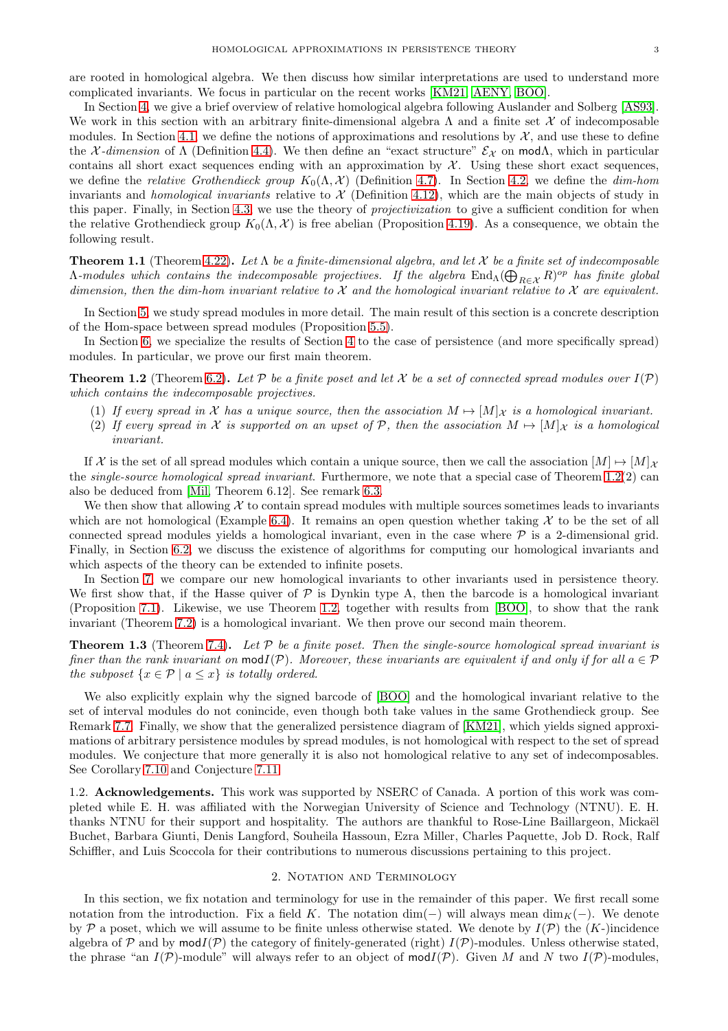are rooted in homological algebra. We then discuss how similar interpretations are used to understand more complicated invariants. We focus in particular on the recent works [KM21, AENY, BOO].

In Section 4, we give a brief overview of relative homological algebra following Auslander and Solberg [AS93]. We work in this section with an arbitrary finite-dimensional algebra $\Lambda$ and a finite set $\mathcal{X}$ of indecomposable modules. In Section 4.1, we define the notions of approximations and resolutions by $\mathcal{X}$, and use these to define the $\mathcal{X}$*-dimension* of $\Lambda$ (Definition 4.4). We then define an "exact structure" $\mathcal{E}_\mathcal{X}$ on $\mathsf{mod}\Lambda$, which in particular contains all short exact sequences ending with an approximation by $\mathcal{X}$. Using these short exact sequences, we define the *relative Grothendieck group* $K_0(\Lambda, \mathcal{X})$ (Definition 4.7). In Section 4.2, we define the *dim-hom* invariants and *homological invariants* relative to $\mathcal{X}$ (Definition 4.12), which are the main objects of study in this paper. Finally, in Section 4.3, we use the theory of *projectivization* to give a sufficient condition for when the relative Grothendieck group $K_0(\Lambda, \mathcal{X})$ is free abelian (Proposition 4.19). As a consequence, we obtain the following result.

**Theorem 1.1** (Theorem 4.22)**.** *Let $\Lambda$ be a finite-dimensional algebra, and let $\mathcal{X}$ be a finite set of indecomposable $\Lambda$-modules which contains the indecomposable projectives. If the algebra $\mathrm{End}_\Lambda(\bigoplus_{R\in\mathcal{X}} R)^{op}$ has finite global dimension, then the dim-hom invariant relative to $\mathcal{X}$ and the homological invariant relative to $\mathcal{X}$ are equivalent.*

In Section 5, we study spread modules in more detail. The main result of this section is a concrete description of the Hom-space between spread modules (Proposition 5.5).

In Section 6, we specialize the results of Section 4 to the case of persistence (and more specifically spread) modules. In particular, we prove our first main theorem.

**Theorem 1.2** (Theorem 6.2)**.** *Let $\mathcal{P}$ be a finite poset and let $\mathcal{X}$ be a set of connected spread modules over $I(\mathcal{P})$ which contains the indecomposable projectives.*

1. *If every spread in $\mathcal{X}$ has a unique source, then the association $M \mapsto [M]_\mathcal{X}$ is a homological invariant.*
2. *If every spread in $\mathcal{X}$ is supported on an upset of $\mathcal{P}$, then the association $M \mapsto [M]_\mathcal{X}$ is a homological invariant.*

If $\mathcal{X}$ is the set of all spread modules which contain a unique source, then we call the association $[M] \mapsto [M]_\mathcal{X}$ the *single-source homological spread invariant*. Furthermore, we note that a special case of Theorem 1.2(2) can also be deduced from [Mil, Theorem 6.12]. See remark 6.3.

We then show that allowing $\mathcal{X}$ to contain spread modules with multiple sources sometimes leads to invariants which are not homological (Example 6.4). It remains an open question whether taking $\mathcal{X}$ to be the set of all connected spread modules yields a homological invariant, even in the case where $\mathcal{P}$ is a 2-dimensional grid. Finally, in Section 6.2, we discuss the existence of algorithms for computing our homological invariants and which aspects of the theory can be extended to infinite posets.

In Section 7, we compare our new homological invariants to other invariants used in persistence theory. We first show that, if the Hasse quiver of $\mathcal{P}$ is Dynkin type A, then the barcode is a homological invariant (Proposition 7.1). Likewise, we use Theorem 1.2, together with results from [BOO], to show that the rank invariant (Theorem 7.2) is a homological invariant. We then prove our second main theorem.

**Theorem 1.3** (Theorem 7.4)**.** *Let $\mathcal{P}$ be a finite poset. Then the single-source homological spread invariant is finer than the rank invariant on $\mathsf{mod}I(\mathcal{P})$. Moreover, these invariants are equivalent if and only if for all $a \in \mathcal{P}$ the subposet $\{x \in \mathcal{P} \mid a \leq x\}$ is totally ordered.*

We also explicitly explain why the signed barcode of [BOO] and the homological invariant relative to the set of interval modules do not conincide, even though both take values in the same Grothendieck group. See Remark 7.7. Finally, we show that the generalized persistence diagram of [KM21], which yields signed approximations of arbitrary persistence modules by spread modules, is not homological with respect to the set of spread modules. We conjecture that more generally it is also not homological relative to any set of indecomposables. See Corollary 7.10 and Conjecture 7.11.

### 1.2. Acknowledgements.

This work was supported by NSERC of Canada. A portion of this work was completed while E. H. was affiliated with the Norwegian University of Science and Technology (NTNU). E. H. thanks NTNU for their support and hospitality. The authors are thankful to Rose-Line Baillargeon, Mickaël Buchet, Barbara Giunti, Denis Langford, Souheila Hassoun, Ezra Miller, Charles Paquette, Job D. Rock, Ralf Schiffler, and Luis Scoccola for their contributions to numerous discussions pertaining to this project.

## 2. Notation and Terminology

In this section, we fix notation and terminology for use in the remainder of this paper. We first recall some notation from the introduction. Fix a field $K$. The notation $\dim(-)$ will always mean $\dim_K(-)$. We denote by $\mathcal{P}$ a poset, which we will assume to be finite unless otherwise stated. We denote by $I(\mathcal{P})$ the ($K$-)incidence algebra of $\mathcal{P}$ and by $\mathsf{mod}I(\mathcal{P})$ the category of finitely-generated (right) $I(\mathcal{P})$-modules. Unless otherwise stated, the phrase "an $I(\mathcal{P})$-module" will always refer to an object of $\mathsf{mod}I(\mathcal{P})$. Given $M$ and $N$ two $I(\mathcal{P})$-modules,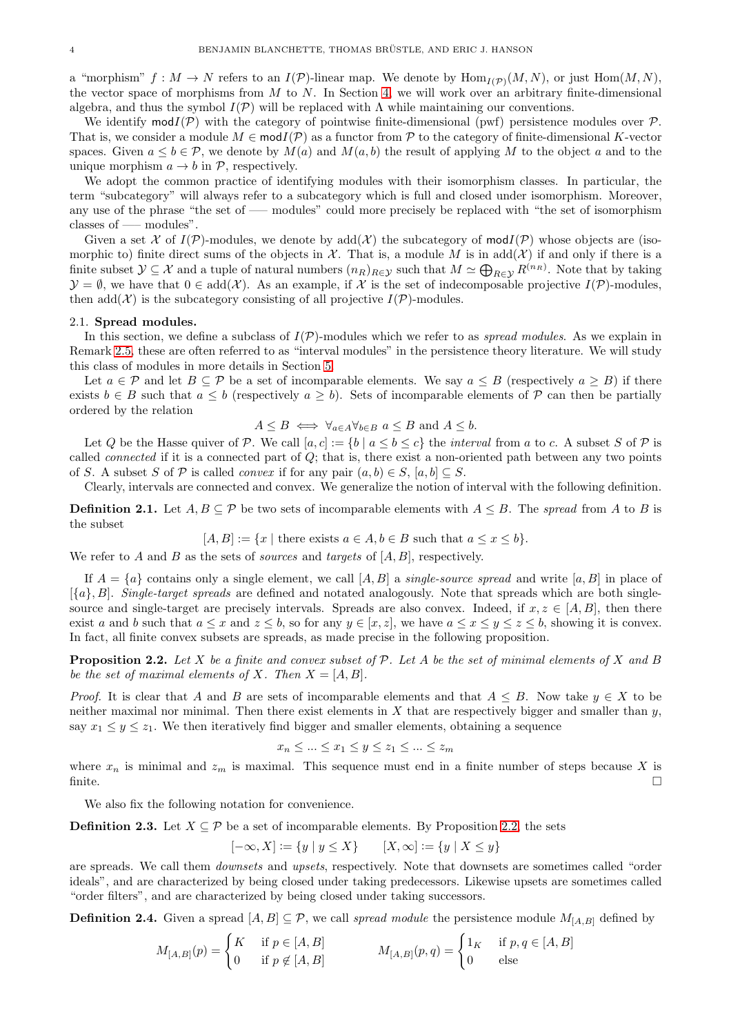a "morphism" $f : M \to N$ refers to an $I(\mathcal{P})$-linear map. We denote by $\mathrm{Hom}_{I(\mathcal{P})}(M, N)$, or just $\mathrm{Hom}(M, N)$, the vector space of morphisms from $M$ to $N$. In Section 4, we will work over an arbitrary finite-dimensional algebra, and thus the symbol $I(\mathcal{P})$ will be replaced with $\Lambda$ while maintaining our conventions.

We identify $\mathsf{mod}I(\mathcal{P})$ with the category of pointwise finite-dimensional (pwf) persistence modules over $\mathcal{P}$. That is, we consider a module $M \in \mathsf{mod}I(\mathcal{P})$ as a functor from $\mathcal{P}$ to the category of finite-dimensional $K$-vector spaces. Given $a \leq b \in \mathcal{P}$, we denote by $M(a)$ and $M(a, b)$ the result of applying $M$ to the object $a$ and to the unique morphism $a \to b$ in $\mathcal{P}$, respectively.

We adopt the common practice of identifying modules with their isomorphism classes. In particular, the term "subcategory" will always refer to a subcategory which is full and closed under isomorphism. Moreover, any use of the phrase "the set of —— modules" could more precisely be replaced with "the set of isomorphism classes of —— modules".

Given a set $\mathcal{X}$ of $I(\mathcal{P})$-modules, we denote by $\mathrm{add}(\mathcal{X})$ the subcategory of $\mathsf{mod}I(\mathcal{P})$ whose objects are (isomorphic to) finite direct sums of the objects in $\mathcal{X}$. That is, a module $M$ is in $\mathrm{add}(\mathcal{X})$ if and only if there is a finite subset $\mathcal{Y} \subseteq \mathcal{X}$ and a tuple of natural numbers $(n_R)_{R \in \mathcal{Y}}$ such that $M \simeq \bigoplus_{R \in \mathcal{Y}} R^{(n_R)}$. Note that by taking $\mathcal{Y} = \emptyset$, we have that $0 \in \mathrm{add}(\mathcal{X})$. As an example, if $\mathcal{X}$ is the set of indecomposable projective $I(\mathcal{P})$-modules, then $\mathrm{add}(\mathcal{X})$ is the subcategory consisting of all projective $I(\mathcal{P})$-modules.

### 2.1. Spread modules.

In this section, we define a subclass of $I(\mathcal{P})$-modules which we refer to as *spread modules*. As we explain in Remark 2.5, these are often referred to as "interval modules" in the persistence theory literature. We will study this class of modules in more details in Section 5.

Let $a \in \mathcal{P}$ and let $B \subseteq \mathcal{P}$ be a set of incomparable elements. We say $a \leq B$ (respectively $a \geq B$) if there exists $b \in B$ such that $a \leq b$ (respectively $a \geq b$). Sets of incomparable elements of $\mathcal{P}$ can then be partially ordered by the relation

$$A \leq B \iff \forall_{a \in A} \forall_{b \in B} \; a \leq B \text{ and } A \leq b.$$

Let $Q$ be the Hasse quiver of $\mathcal{P}$. We call $[a, c] := \{b \mid a \leq b \leq c\}$ the *interval* from $a$ to $c$. A subset $S$ of $\mathcal{P}$ is called *connected* if it is a connected part of $Q$; that is, there exist a non-oriented path between any two points of $S$. A subset $S$ of $\mathcal{P}$ is called *convex* if for any pair $(a, b) \in S$, $[a, b] \subseteq S$.

Clearly, intervals are connected and convex. We generalize the notion of interval with the following definition.

**Definition 2.1.** Let $A, B \subseteq \mathcal{P}$ be two sets of incomparable elements with $A \leq B$. The *spread* from $A$ to $B$ is the subset

$$[A, B] := \{x \mid \text{there exists } a \in A, b \in B \text{ such that } a \leq x \leq b\}.$$

We refer to $A$ and $B$ as the sets of *sources* and *targets* of $[A, B]$, respectively.

If $A = \{a\}$ contains only a single element, we call $[A, B]$ a *single-source spread* and write $[a, B]$ in place of $[\{a\}, B]$. *Single-target spreads* are defined and notated analogously. Note that spreads which are both single-source and single-target are precisely intervals. Spreads are also convex. Indeed, if $x, z \in [A, B]$, then there exist $a$ and $b$ such that $a \leq x$ and $z \leq b$, so for any $y \in [x, z]$, we have $a \leq x \leq y \leq z \leq b$, showing it is convex. In fact, all finite convex subsets are spreads, as made precise in the following proposition.

**Proposition 2.2.** *Let $X$ be a finite and convex subset of $\mathcal{P}$. Let $A$ be the set of minimal elements of $X$ and $B$ be the set of maximal elements of $X$. Then $X = [A, B]$.*

*Proof.* It is clear that $A$ and $B$ are sets of incomparable elements and that $A \leq B$. Now take $y \in X$ to be neither maximal nor minimal. Then there exist elements in $X$ that are respectively bigger and smaller than $y$, say $x_1 \leq y \leq z_1$. We then iteratively find bigger and smaller elements, obtaining a sequence

$$x_n \leq \ldots \leq x_1 \leq y \leq z_1 \leq \ldots \leq z_m$$

where $x_n$ is minimal and $z_m$ is maximal. This sequence must end in a finite number of steps because $X$ is finite. □

We also fix the following notation for convenience.

**Definition 2.3.** Let $X \subseteq \mathcal{P}$ be a set of incomparable elements. By Proposition 2.2, the sets

$$[-\infty, X] := \{y \mid y \leq X\} \qquad [X, \infty] := \{y \mid X \leq y\}$$

are spreads. We call them *downsets* and *upsets*, respectively. Note that downsets are sometimes called "order ideals", and are characterized by being closed under taking predecessors. Likewise upsets are sometimes called "order filters", and are characterized by being closed under taking successors.

**Definition 2.4.** Given a spread $[A, B] \subseteq \mathcal{P}$, we call *spread module* the persistence module $M_{[A,B]}$ defined by

$$M_{[A,B]}(p) = \begin{cases} K & \text{if } p \in [A, B] \\ 0 & \text{if } p \notin [A, B] \end{cases} \qquad M_{[A,B]}(p, q) = \begin{cases} 1_K & \text{if } p, q \in [A, B] \\ 0 & \text{else} \end{cases}$$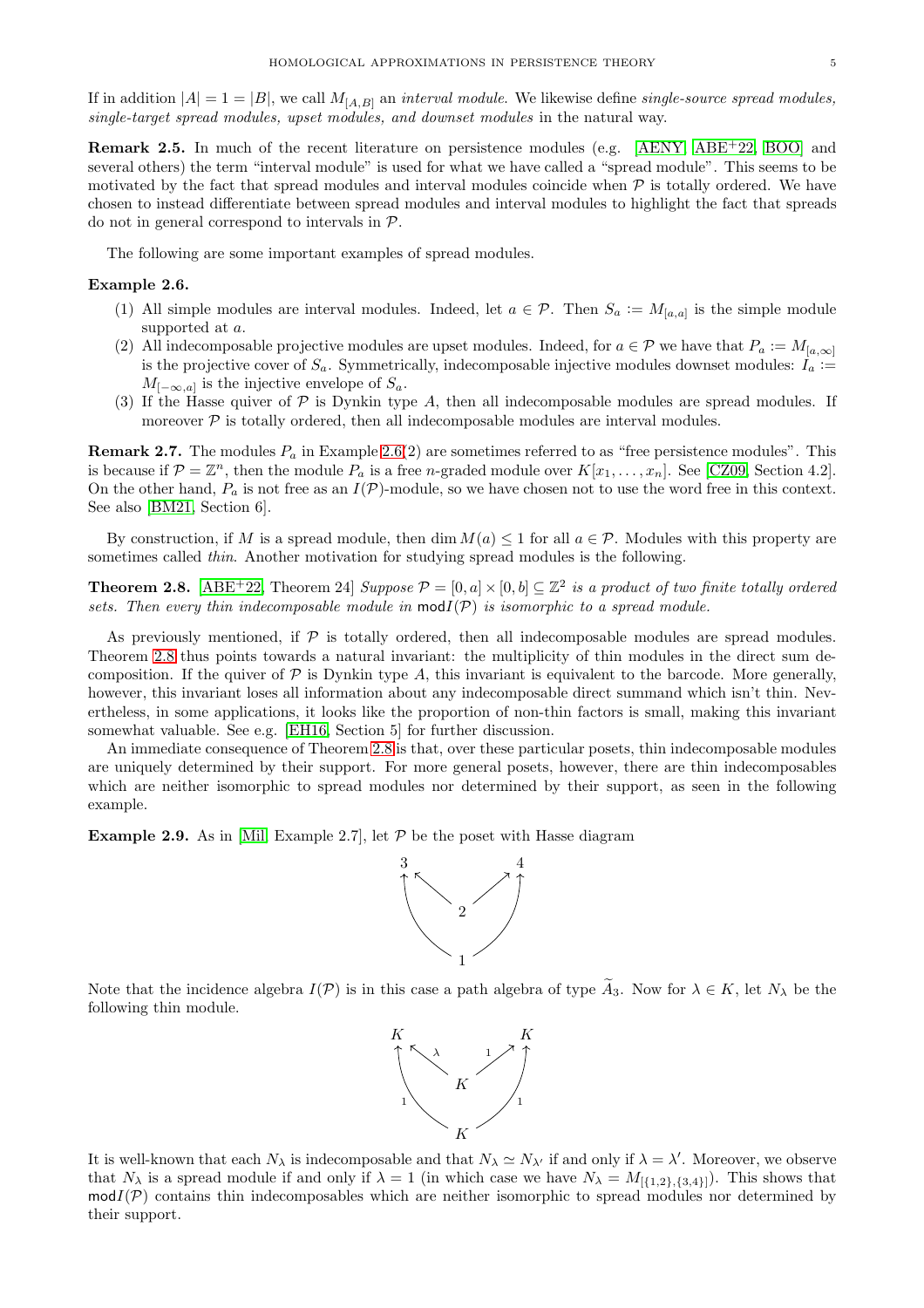If in addition $|A| = 1 = |B|$, we call $M_{[A,B]}$ an *interval module*. We likewise define *single-source spread modules, single-target spread modules, upset modules, and downset modules* in the natural way.

**Remark 2.5.** In much of the recent literature on persistence modules (e.g. [AENY] [ABE+22, BOO] and several others) the term "interval module" is used for what we have called a "spread module". This seems to be motivated by the fact that spread modules and interval modules coincide when $\mathcal{P}$ is totally ordered. We have chosen to instead differentiate between spread modules and interval modules to highlight the fact that spreads do not in general correspond to intervals in $\mathcal{P}$.

The following are some important examples of spread modules.

**Example 2.6.**

1. All simple modules are interval modules. Indeed, let $a \in \mathcal{P}$. Then $S_a := M_{[a,a]}$ is the simple module supported at $a$.
2. All indecomposable projective modules are upset modules. Indeed, for $a \in \mathcal{P}$ we have that $P_a := M_{[a,\infty]}$ is the projective cover of $S_a$. Symmetrically, indecomposable injective modules downset modules: $I_a := M_{[-\infty,a]}$ is the injective envelope of $S_a$.
3. If the Hasse quiver of $\mathcal{P}$ is Dynkin type $A$, then all indecomposable modules are spread modules. If moreover $\mathcal{P}$ is totally ordered, then all indecomposable modules are interval modules.

**Remark 2.7.** The modules $P_a$ in Example 2.6(2) are sometimes referred to as "free persistence modules". This is because if $\mathcal{P} = \mathbb{Z}^n$, then the module $P_a$ is a free $n$-graded module over $K[x_1, \ldots, x_n]$. See [CZ09, Section 4.2]. On the other hand, $P_a$ is not free as an $I(\mathcal{P})$-module, so we have chosen not to use the word free in this context. See also [BM21, Section 6].

By construction, if $M$ is a spread module, then $\dim M(a) \leq 1$ for all $a \in \mathcal{P}$. Modules with this property are sometimes called *thin*. Another motivation for studying spread modules is the following.

**Theorem 2.8.** [ABE+22, Theorem 24] *Suppose $\mathcal{P} = [0,a] \times [0,b] \subseteq \mathbb{Z}^2$ is a product of two finite totally ordered sets. Then every thin indecomposable module in* $\mathsf{mod}I(\mathcal{P})$ *is isomorphic to a spread module.*

As previously mentioned, if $\mathcal{P}$ is totally ordered, then all indecomposable modules are spread modules. Theorem 2.8 thus points towards a natural invariant: the multiplicity of thin modules in the direct sum decomposition. If the quiver of $\mathcal{P}$ is Dynkin type $A$, this invariant is equivalent to the barcode. More generally, however, this invariant loses all information about any indecomposable direct summand which isn't thin. Nevertheless, in some applications, it looks like the proportion of non-thin factors is small, making this invariant somewhat valuable. See e.g. [EH16, Section 5] for further discussion.

An immediate consequence of Theorem 2.8 is that, over these particular posets, thin indecomposable modules are uniquely determined by their support. For more general posets, however, there are thin indecomposables which are neither isomorphic to spread modules nor determined by their support, as seen in the following example.

**Example 2.9.** As in [Mil, Example 2.7], let $\mathcal{P}$ be the poset with Hasse diagram

$$\begin{array}{ccc} 3 & & 4 \\ & 2 & \\ & 1 & \end{array}$$

(arrows: $2 \to 3$, $2 \to 4$, $1 \to 3$, $1 \to 4$)

Note that the incidence algebra $I(\mathcal{P})$ is in this case a path algebra of type $\widetilde{A}_3$. Now for $\lambda \in K$, let $N_\lambda$ be the following thin module.

$$\begin{array}{ccc} K & & K \\ & K & \\ & K & \end{array}$$

(maps: $\lambda$ from the middle $K$ at 2 to $K$ at 3, $1$ from $K$ at 2 to $K$ at 4, $1$ from $K$ at 1 to $K$ at 3, $1$ from $K$ at 1 to $K$ at 4)

It is well-known that each $N_\lambda$ is indecomposable and that $N_\lambda \simeq N_{\lambda'}$ if and only if $\lambda = \lambda'$. Moreover, we observe that $N_\lambda$ is a spread module if and only if $\lambda = 1$ (in which case we have $N_\lambda = M_{[\{1,2\},\{3,4\}]}$). This shows that $\mathsf{mod}I(\mathcal{P})$ contains thin indecomposables which are neither isomorphic to spread modules nor determined by their support.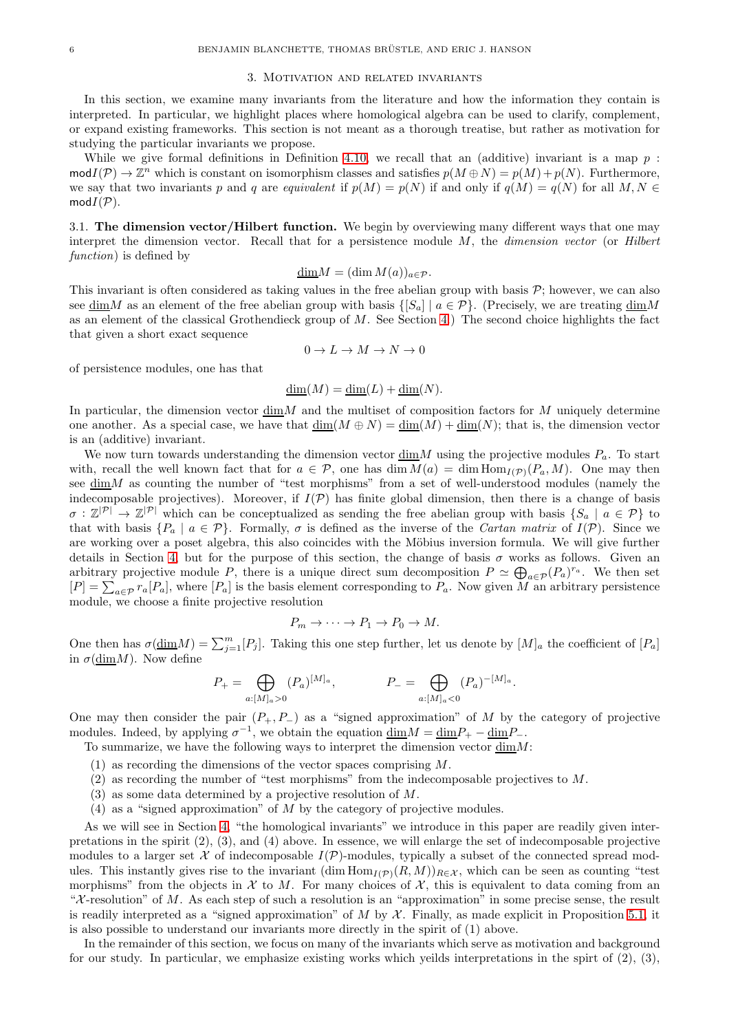## 3. Motivation and related invariants

In this section, we examine many invariants from the literature and how the information they contain is interpreted. In particular, we highlight places where homological algebra can be used to clarify, complement, or expand existing frameworks. This section is not meant as a thorough treatise, but rather as motivation for studying the particular invariants we propose.

While we give formal definitions in Definition 4.10, we recall that an (additive) invariant is a map $p : \mathsf{mod}I(\mathcal{P}) \to \mathbb{Z}^n$ which is constant on isomorphism classes and satisfies $p(M \oplus N) = p(M) + p(N)$. Furthermore, we say that two invariants $p$ and $q$ are *equivalent* if $p(M) = p(N)$ if and only if $q(M) = q(N)$ for all $M, N \in \mathsf{mod}I(\mathcal{P})$.

**3.1. The dimension vector/Hilbert function.** We begin by overviewing many different ways that one may interpret the dimension vector. Recall that for a persistence module $M$, the *dimension vector* (or *Hilbert function*) is defined by

$$\underline{\dim} M = (\dim M(a))_{a \in \mathcal{P}}.$$

This invariant is often considered as taking values in the free abelian group with basis $\mathcal{P}$; however, we can also see $\underline{\dim} M$ as an element of the free abelian group with basis $\{[S_a] \mid a \in \mathcal{P}\}$. (Precisely, we are treating $\underline{\dim} M$ as an element of the classical Grothendieck group of $M$. See Section 4.) The second choice highlights the fact that given a short exact sequence

$$0 \to L \to M \to N \to 0$$

of persistence modules, one has that

$$\underline{\dim}(M) = \underline{\dim}(L) + \underline{\dim}(N).$$

In particular, the dimension vector $\underline{\dim} M$ and the multiset of composition factors for $M$ uniquely determine one another. As a special case, we have that $\underline{\dim}(M \oplus N) = \underline{\dim}(M) + \underline{\dim}(N)$; that is, the dimension vector is an (additive) invariant.

We now turn towards understanding the dimension vector $\underline{\dim} M$ using the projective modules $P_a$. To start with, recall the well known fact that for $a \in \mathcal{P}$, one has $\dim M(a) = \dim \mathrm{Hom}_{I(\mathcal{P})}(P_a, M)$. One may then see $\underline{\dim} M$ as counting the number of "test morphisms" from a set of well-understood modules (namely the indecomposable projectives). Moreover, if $I(\mathcal{P})$ has finite global dimension, then there is a change of basis $\sigma : \mathbb{Z}^{|\mathcal{P}|} \to \mathbb{Z}^{|\mathcal{P}|}$ which can be conceptualized as sending the free abelian group with basis $\{S_a \mid a \in \mathcal{P}\}$ to that with basis $\{P_a \mid a \in \mathcal{P}\}$. Formally, $\sigma$ is defined as the inverse of the *Cartan matrix* of $I(\mathcal{P})$. Since we are working over a poset algebra, this also coincides with the Möbius inversion formula. We will give further details in Section 4, but for the purpose of this section, the change of basis $\sigma$ works as follows. Given an arbitrary projective module $P$, there is a unique direct sum decomposition $P \simeq \bigoplus_{a \in \mathcal{P}} (P_a)^{r_a}$. We then set $[P] = \sum_{a \in \mathcal{P}} r_a [P_a]$, where $[P_a]$ is the basis element corresponding to $P_a$. Now given $M$ an arbitrary persistence module, we choose a finite projective resolution

$$P_m \to \cdots \to P_1 \to P_0 \to M.$$

One then has $\sigma(\underline{\dim} M) = \sum_{j=1}^{m} [P_j]$. Taking this one step further, let us denote by $[M]_a$ the coefficient of $[P_a]$ in $\sigma(\underline{\dim} M)$. Now define

$$P_+ = \bigoplus_{a : [M]_a > 0} (P_a)^{[M]_a}, \qquad\qquad P_- = \bigoplus_{a : [M]_a < 0} (P_a)^{-[M]_a}.$$

One may then consider the pair $(P_+, P_-)$ as a "signed approximation" of $M$ by the category of projective modules. Indeed, by applying $\sigma^{-1}$, we obtain the equation $\underline{\dim} M = \underline{\dim} P_+ - \underline{\dim} P_-$.

To summarize, we have the following ways to interpret the dimension vector $\underline{\dim} M$:

1. as recording the dimensions of the vector spaces comprising $M$.
2. as recording the number of "test morphisms" from the indecomposable projectives to $M$.
3. as some data determined by a projective resolution of $M$.
4. as a "signed approximation" of $M$ by the category of projective modules.

As we will see in Section 4, "the homological invariants" we introduce in this paper are readily given interpretations in the spirit (2), (3), and (4) above. In essence, we will enlarge the set of indecomposable projective modules to a larger set $\mathcal{X}$ of indecomposable $I(\mathcal{P})$-modules, typically a subset of the connected spread modules. This instantly gives rise to the invariant $(\dim \mathrm{Hom}_{I(\mathcal{P})}(R, M))_{R \in \mathcal{X}}$, which can be seen as counting "test morphisms" from the objects in $\mathcal{X}$ to $M$. For many choices of $\mathcal{X}$, this is equivalent to data coming from an "$\mathcal{X}$-resolution" of $M$. As each step of such a resolution is an "approximation" in some precise sense, the result is readily interpreted as a "signed approximation" of $M$ by $\mathcal{X}$. Finally, as made explicit in Proposition 5.1, it is also possible to understand our invariants more directly in the spirit of (1) above.

In the remainder of this section, we focus on many of the invariants which serve as motivation and background for our study. In particular, we emphasize existing works which yeilds interpretations in the spirt of (2), (3),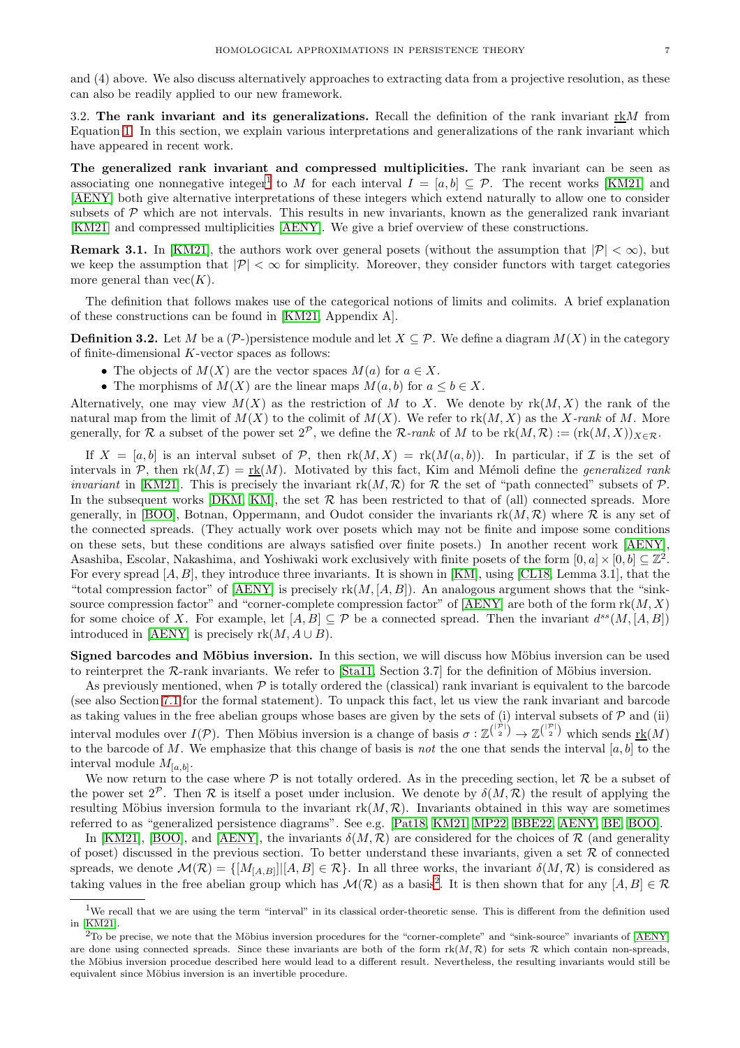and (4) above. We also discuss alternatively approaches to extracting data from a projective resolution, as these can also be readily applied to our new framework.

**3.2. The rank invariant and its generalizations.** Recall the definition of the rank invariant $\underline{\mathrm{rk}}M$ from Equation 1. In this section, we explain various interpretations and generalizations of the rank invariant which have appeared in recent work.

**The generalized rank invariant and compressed multiplicities.** The rank invariant can be seen as associating one nonnegative integer[1] to $M$ for each interval $I = [a, b] \subseteq \mathcal{P}$. The recent works [KM21] and [AENY] both give alternative interpretations of these integers which extend naturally to allow one to consider subsets of $\mathcal{P}$ which are not intervals. This results in new invariants, known as the generalized rank invariant [KM21] and compressed multiplicities [AENY]. We give a brief overview of these constructions.

**Remark 3.1.** In [KM21], the authors work over general posets (without the assumption that $|\mathcal{P}| < \infty$), but we keep the assumption that $|\mathcal{P}| < \infty$ for simplicity. Moreover, they consider functors with target categories more general than $\mathrm{vec}(K)$.

The definition that follows makes use of the categorical notions of limits and colimits. A brief explanation of these constructions can be found in [KM21, Appendix A].

**Definition 3.2.** Let $M$ be a ($\mathcal{P}$-)persistence module and let $X \subseteq \mathcal{P}$. We define a diagram $M(X)$ in the category of finite-dimensional $K$-vector spaces as follows:

- The objects of $M(X)$ are the vector spaces $M(a)$ for $a \in X$.
- The morphisms of $M(X)$ are the linear maps $M(a, b)$ for $a \leq b \in X$.

Alternatively, one may view $M(X)$ as the restriction of $M$ to $X$. We denote by $\mathrm{rk}(M, X)$ the rank of the natural map from the limit of $M(X)$ to the colimit of $M(X)$. We refer to $\mathrm{rk}(M, X)$ as the *$X$-rank* of $M$. More generally, for $\mathcal{R}$ a subset of the power set $2^{\mathcal{P}}$, we define the *$\mathcal{R}$-rank* of $M$ to be $\mathrm{rk}(M, \mathcal{R}) := (\mathrm{rk}(M, X))_{X \in \mathcal{R}}$.

If $X = [a, b]$ is an interval subset of $\mathcal{P}$, then $\mathrm{rk}(M, X) = \mathrm{rk}(M(a, b))$. In particular, if $\mathcal{I}$ is the set of intervals in $\mathcal{P}$, then $\mathrm{rk}(M, \mathcal{I}) = \underline{\mathrm{rk}}(M)$. Motivated by this fact, Kim and Mémoli define the *generalized rank invariant* in [KM21]. This is precisely the invariant $\mathrm{rk}(M, \mathcal{R})$ for $\mathcal{R}$ the set of "path connected" subsets of $\mathcal{P}$. In the subsequent works [DKM, KM], the set $\mathcal{R}$ has been restricted to that of (all) connected spreads. More generally, in [BOO], Botnan, Oppermann, and Oudot consider the invariants $\mathrm{rk}(M, \mathcal{R})$ where $\mathcal{R}$ is any set of the connected spreads. (They actually work over posets which may not be finite and impose some conditions on these sets, but these conditions are always satisfied over finite posets.) In another recent work [AENY], Asashiba, Escolar, Nakashima, and Yoshiwaki work exclusively with finite posets of the form $[0, a] \times [0, b] \subseteq \mathbb{Z}^2$. For every spread $[A, B]$, they introduce three invariants. It is shown in [KM], using [CL18, Lemma 3.1], that the "total compression factor" of [AENY] is precisely $\mathrm{rk}(M, [A, B])$. An analogous argument shows that the "sink-source compression factor" and "corner-complete compression factor" of [AENY] are both of the form $\mathrm{rk}(M, X)$ for some choice of $X$. For example, let $[A, B] \subseteq \mathcal{P}$ be a connected spread. Then the invariant $d^{ss}(M, [A, B])$ introduced in [AENY] is precisely $\mathrm{rk}(M, A \cup B)$.

**Signed barcodes and Möbius inversion.** In this section, we will discuss how Möbius inversion can be used to reinterpret the $\mathcal{R}$-rank invariants. We refer to [Sta11, Section 3.7] for the definition of Möbius inversion.

As previously mentioned, when $\mathcal{P}$ is totally ordered the (classical) rank invariant is equivalent to the barcode (see also Section 7.1 for the formal statement). To unpack this fact, let us view the rank invariant and barcode as taking values in the free abelian groups whose bases are given by the sets of (i) interval subsets of $\mathcal{P}$ and (ii) interval modules over $I(\mathcal{P})$. Then Möbius inversion is a change of basis $\sigma : \mathbb{Z}^{\binom{|\mathcal{P}|}{2}} \to \mathbb{Z}^{\binom{|\mathcal{P}|}{2}}$ which sends $\underline{\mathrm{rk}}(M)$ to the barcode of $M$. We emphasize that this change of basis is *not* the one that sends the interval $[a, b]$ to the interval module $M_{[a,b]}$.

We now return to the case where $\mathcal{P}$ is not totally ordered. As in the preceding section, let $\mathcal{R}$ be a subset of the power set $2^{\mathcal{P}}$. Then $\mathcal{R}$ is itself a poset under inclusion. We denote by $\delta(M, \mathcal{R})$ the result of applying the resulting Möbius inversion formula to the invariant $\mathrm{rk}(M, \mathcal{R})$. Invariants obtained in this way are sometimes referred to as "generalized persistence diagrams". See e.g. [Pat18, KM21, MP22, BBE22, AENY, BE, BOO].

In [KM21], [BOO], and [AENY], the invariants $\delta(M, \mathcal{R})$ are considered for the choices of $\mathcal{R}$ (and generality of poset) discussed in the previous section. To better understand these invariants, given a set $\mathcal{R}$ of connected spreads, we denote $\mathcal{M}(\mathcal{R}) = \{[M_{[A,B]}] | [A, B] \in \mathcal{R}\}$. In all three works, the invariant $\delta(M, \mathcal{R})$ is considered as taking values in the free abelian group which has $\mathcal{M}(\mathcal{R})$ as a basis[2]. It is then shown that for any $[A, B] \in \mathcal{R}$

---

[1] We recall that we are using the term "interval" in its classical order-theoretic sense. This is different from the definition used in [KM21].

[2] To be precise, we note that the Möbius inversion procedures for the "corner-complete" and "sink-source" invariants of [AENY] are done using connected spreads. Since these invariants are both of the form $\mathrm{rk}(M, \mathcal{R})$ for sets $\mathcal{R}$ which contain non-spreads, the Möbius inversion procedue described here would lead to a different result. Nevertheless, the resulting invariants would still be equivalent since Möbius inversion is an invertible procedure.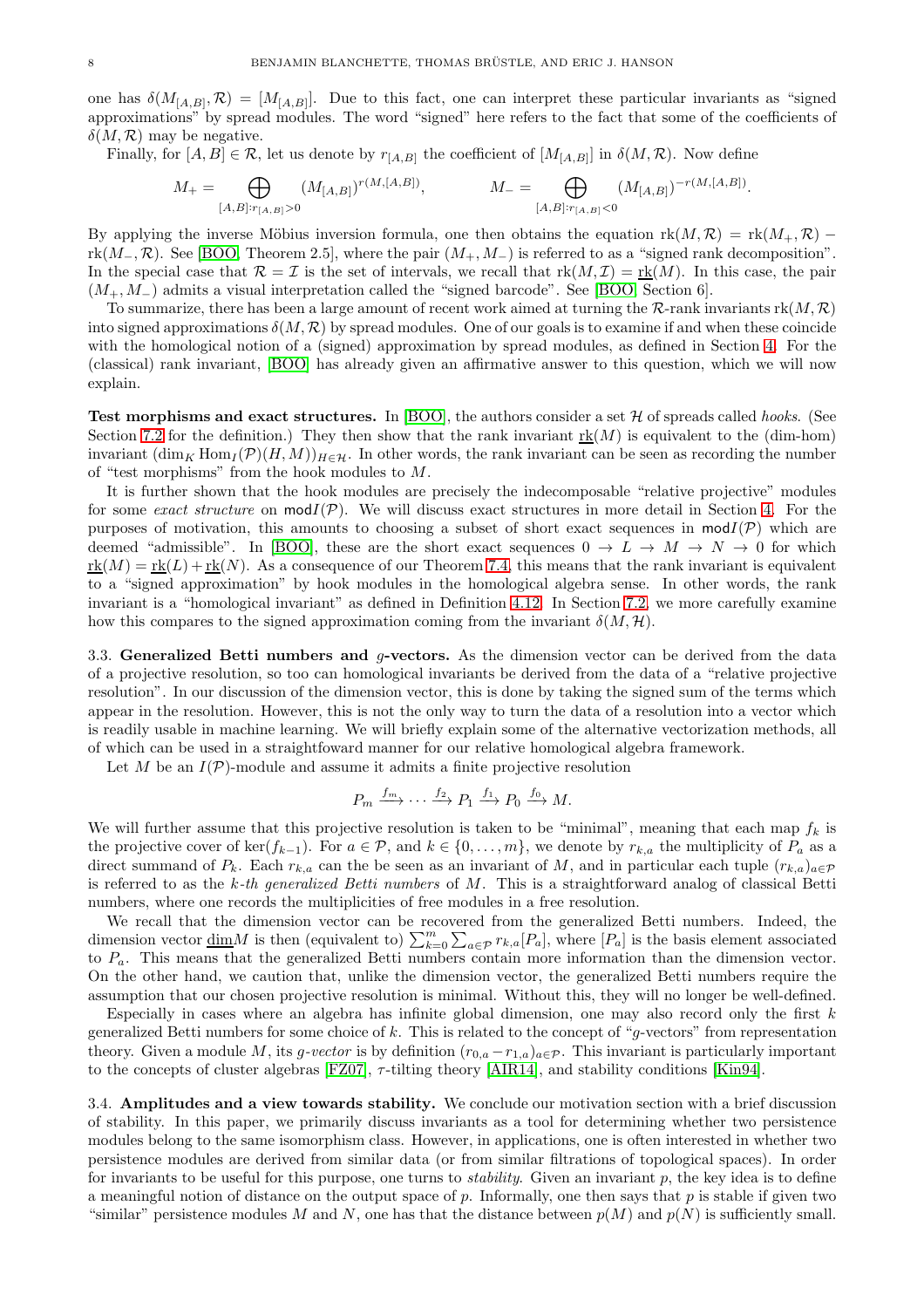one has $\delta(M_{[A,B]}, \mathcal{R}) = [M_{[A,B]}]$. Due to this fact, one can interpret these particular invariants as "signed approximations" by spread modules. The word "signed" here refers to the fact that some of the coefficients of $\delta(M, \mathcal{R})$ may be negative.

Finally, for $[A, B] \in \mathcal{R}$, let us denote by $r_{[A,B]}$ the coefficient of $[M_{[A,B]}]$ in $\delta(M, \mathcal{R})$. Now define

$$M_+ = \bigoplus_{[A,B]: r_{[A,B]} > 0} (M_{[A,B]})^{r(M,[A,B])}, \qquad M_- = \bigoplus_{[A,B]: r_{[A,B]} < 0} (M_{[A,B]})^{-r(M,[A,B])}.$$

By applying the inverse Möbius inversion formula, one then obtains the equation $\mathrm{rk}(M, \mathcal{R}) = \mathrm{rk}(M_+, \mathcal{R}) - \mathrm{rk}(M_-, \mathcal{R})$. See [BOO, Theorem 2.5], where the pair $(M_+, M_-)$ is referred to as a "signed rank decomposition". In the special case that $\mathcal{R} = \mathcal{I}$ is the set of intervals, we recall that $\mathrm{rk}(M, \mathcal{I}) = \underline{\mathrm{rk}}(M)$. In this case, the pair $(M_+, M_-)$ admits a visual interpretation called the "signed barcode". See [BOO, Section 6].

To summarize, there has been a large amount of recent work aimed at turning the $\mathcal{R}$-rank invariants $\mathrm{rk}(M, \mathcal{R})$ into signed approximations $\delta(M, \mathcal{R})$ by spread modules. One of our goals is to examine if and when these coincide with the homological notion of a (signed) approximation by spread modules, as defined in Section 4. For the (classical) rank invariant, [BOO] has already given an affirmative answer to this question, which we will now explain.

**Test morphisms and exact structures.** In [BOO], the authors consider a set $\mathcal{H}$ of spreads called *hooks*. (See Section 7.2 for the definition.) They then show that the rank invariant $\underline{\mathrm{rk}}(M)$ is equivalent to the (dim-hom) invariant $(\dim_K \mathrm{Hom}_I(\mathcal{P})(H, M))_{H \in \mathcal{H}}$. In other words, the rank invariant can be seen as recording the number of "test morphisms" from the hook modules to $M$.

It is further shown that the hook modules are precisely the indecomposable "relative projective" modules for some *exact structure* on $\mathsf{mod}I(\mathcal{P})$. We will discuss exact structures in more detail in Section 4. For the purposes of motivation, this amounts to choosing a subset of short exact sequences in $\mathsf{mod}I(\mathcal{P})$ which are deemed "admissible". In [BOO], these are the short exact sequences $0 \to L \to M \to N \to 0$ for which $\underline{\mathrm{rk}}(M) = \underline{\mathrm{rk}}(L) + \underline{\mathrm{rk}}(N)$. As a consequence of our Theorem 7.4, this means that the rank invariant is equivalent to a "signed approximation" by hook modules in the homological algebra sense. In other words, the rank invariant is a "homological invariant" as defined in Definition 4.12. In Section 7.2, we more carefully examine how this compares to the signed approximation coming from the invariant $\delta(M, \mathcal{H})$.

## 3.3. Generalized Betti numbers and $g$-vectors.

As the dimension vector can be derived from the data of a projective resolution, so too can homological invariants be derived from the data of a "relative projective resolution". In our discussion of the dimension vector, this is done by taking the signed sum of the terms which appear in the resolution. However, this is not the only way to turn the data of a resolution into a vector which is readily usable in machine learning. We will briefly explain some of the alternative vectorization methods, all of which can be used in a straightfoward manner for our relative homological algebra framework.

Let $M$ be an $I(\mathcal{P})$-module and assume it admits a finite projective resolution

$$P_m \xrightarrow{f_m} \cdots \xrightarrow{f_2} P_1 \xrightarrow{f_1} P_0 \xrightarrow{f_0} M.$$

We will further assume that this projective resolution is taken to be "minimal", meaning that each map $f_k$ is the projective cover of $\ker(f_{k-1})$. For $a \in \mathcal{P}$, and $k \in \{0, \ldots, m\}$, we denote by $r_{k,a}$ the multiplicity of $P_a$ as a direct summand of $P_k$. Each $r_{k,a}$ can the be seen as an invariant of $M$, and in particular each tuple $(r_{k,a})_{a \in \mathcal{P}}$ is referred to as the *k-th generalized Betti numbers* of $M$. This is a straightforward analog of classical Betti numbers, where one records the multiplicities of free modules in a free resolution.

We recall that the dimension vector can be recovered from the generalized Betti numbers. Indeed, the dimension vector $\underline{\dim} M$ is then (equivalent to) $\sum_{k=0}^{m} \sum_{a \in \mathcal{P}} r_{k,a}[P_a]$, where $[P_a]$ is the basis element associated to $P_a$. This means that the generalized Betti numbers contain more information than the dimension vector. On the other hand, we caution that, unlike the dimension vector, the generalized Betti numbers require the assumption that our chosen projective resolution is minimal. Without this, they will no longer be well-defined.

Especially in cases where an algebra has infinite global dimension, one may also record only the first $k$ generalized Betti numbers for some choice of $k$. This is related to the concept of "$g$-vectors" from representation theory. Given a module $M$, its *g-vector* is by definition $(r_{0,a} - r_{1,a})_{a \in \mathcal{P}}$. This invariant is particularly important to the concepts of cluster algebras [FZ07], $\tau$-tilting theory [AIR14], and stability conditions [Kin94].

## 3.4. Amplitudes and a view towards stability.

We conclude our motivation section with a brief discussion of stability. In this paper, we primarily discuss invariants as a tool for determining whether two persistence modules belong to the same isomorphism class. However, in applications, one is often interested in whether two persistence modules are derived from similar data (or from similar filtrations of topological spaces). In order for invariants to be useful for this purpose, one turns to *stability*. Given an invariant $p$, the key idea is to define a meaningful notion of distance on the output space of $p$. Informally, one then says that $p$ is stable if given two "similar" persistence modules $M$ and $N$, one has that the distance between $p(M)$ and $p(N)$ is sufficiently small.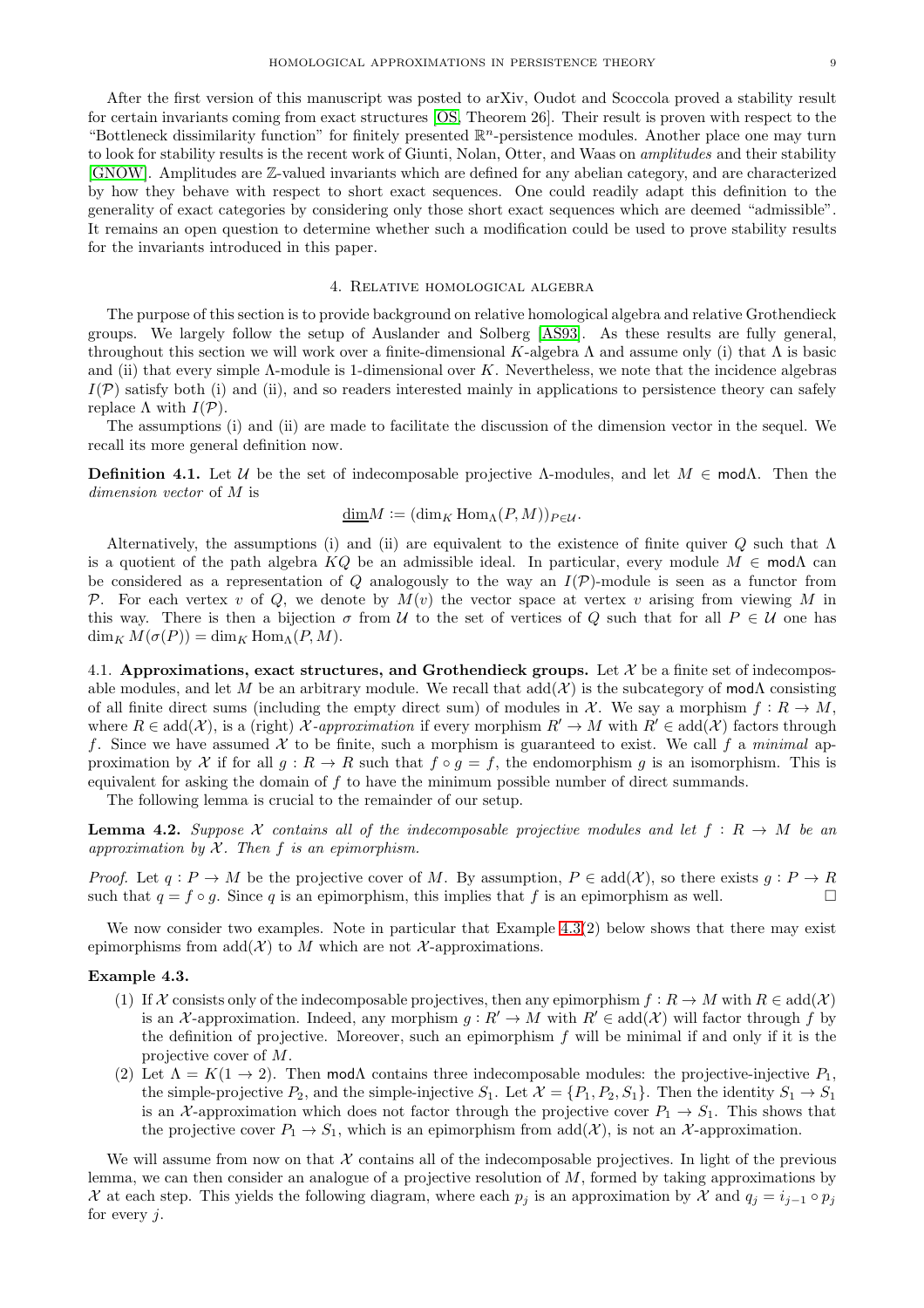After the first version of this manuscript was posted to arXiv, Oudot and Scoccola proved a stability result for certain invariants coming from exact structures [OS, Theorem 26]. Their result is proven with respect to the "Bottleneck dissimilarity function" for finitely presented $\mathbb{R}^n$-persistence modules. Another place one may turn to look for stability results is the recent work of Giunti, Nolan, Otter, and Waas on *amplitudes* and their stability [GNOW]. Amplitudes are $\mathbb{Z}$-valued invariants which are defined for any abelian category, and are characterized by how they behave with respect to short exact sequences. One could readily adapt this definition to the generality of exact categories by considering only those short exact sequences which are deemed "admissible". It remains an open question to determine whether such a modification could be used to prove stability results for the invariants introduced in this paper.

## 4. Relative homological algebra

The purpose of this section is to provide background on relative homological algebra and relative Grothendieck groups. We largely follow the setup of Auslander and Solberg [AS93]. As these results are fully general, throughout this section we will work over a finite-dimensional $K$-algebra $\Lambda$ and assume only (i) that $\Lambda$ is basic and (ii) that every simple $\Lambda$-module is 1-dimensional over $K$. Nevertheless, we note that the incidence algebras $I(\mathcal{P})$ satisfy both (i) and (ii), and so readers interested mainly in applications to persistence theory can safely replace $\Lambda$ with $I(\mathcal{P})$.

The assumptions (i) and (ii) are made to facilitate the discussion of the dimension vector in the sequel. We recall its more general definition now.

**Definition 4.1.** Let $\mathcal{U}$ be the set of indecomposable projective $\Lambda$-modules, and let $M \in \mathsf{mod}\Lambda$. Then the *dimension vector* of $M$ is

$$\underline{\dim} M := (\dim_K \mathrm{Hom}_\Lambda(P, M))_{P \in \mathcal{U}}.$$

Alternatively, the assumptions (i) and (ii) are equivalent to the existence of finite quiver $Q$ such that $\Lambda$ is a quotient of the path algebra $KQ$ be an admissible ideal. In particular, every module $M \in \mathsf{mod}\Lambda$ can be considered as a representation of $Q$ analogously to the way an $I(\mathcal{P})$-module is seen as a functor from $\mathcal{P}$. For each vertex $v$ of $Q$, we denote by $M(v)$ the vector space at vertex $v$ arising from viewing $M$ in this way. There is then a bijection $\sigma$ from $\mathcal{U}$ to the set of vertices of $Q$ such that for all $P \in \mathcal{U}$ one has $\dim_K M(\sigma(P)) = \dim_K \mathrm{Hom}_\Lambda(P, M)$.

### 4.1. Approximations, exact structures, and Grothendieck groups.

Let $\mathcal{X}$ be a finite set of indecomposable modules, and let $M$ be an arbitrary module. We recall that $\mathrm{add}(\mathcal{X})$ is the subcategory of $\mathsf{mod}\Lambda$ consisting of all finite direct sums (including the empty direct sum) of modules in $\mathcal{X}$. We say a morphism $f : R \to M$, where $R \in \mathrm{add}(\mathcal{X})$, is a (right) $\mathcal{X}$*-approximation* if every morphism $R' \to M$ with $R' \in \mathrm{add}(\mathcal{X})$ factors through $f$. Since we have assumed $\mathcal{X}$ to be finite, such a morphism is guaranteed to exist. We call $f$ a *minimal* approximation by $\mathcal{X}$ if for all $g : R \to R$ such that $f \circ g = f$, the endomorphism $g$ is an isomorphism. This is equivalent for asking the domain of $f$ to have the minimum possible number of direct summands.

The following lemma is crucial to the remainder of our setup.

**Lemma 4.2.** *Suppose $\mathcal{X}$ contains all of the indecomposable projective modules and let $f : R \to M$ be an approximation by $\mathcal{X}$. Then $f$ is an epimorphism.*

*Proof.* Let $q : P \to M$ be the projective cover of $M$. By assumption, $P \in \mathrm{add}(\mathcal{X})$, so there exists $g : P \to R$ such that $q = f \circ g$. Since $q$ is an epimorphism, this implies that $f$ is an epimorphism as well. □

We now consider two examples. Note in particular that Example 4.3(2) below shows that there may exist epimorphisms from $\mathrm{add}(\mathcal{X})$ to $M$ which are not $\mathcal{X}$-approximations.

**Example 4.3.**

1. If $\mathcal{X}$ consists only of the indecomposable projectives, then any epimorphism $f : R \to M$ with $R \in \mathrm{add}(\mathcal{X})$ is an $\mathcal{X}$-approximation. Indeed, any morphism $g : R' \to M$ with $R' \in \mathrm{add}(\mathcal{X})$ will factor through $f$ by the definition of projective. Moreover, such an epimorphism $f$ will be minimal if and only if it is the projective cover of $M$.
2. Let $\Lambda = K(1 \to 2)$. Then $\mathsf{mod}\Lambda$ contains three indecomposable modules: the projective-injective $P_1$, the simple-projective $P_2$, and the simple-injective $S_1$. Let $\mathcal{X} = \{P_1, P_2, S_1\}$. Then the identity $S_1 \to S_1$ is an $\mathcal{X}$-approximation which does not factor through the projective cover $P_1 \to S_1$. This shows that the projective cover $P_1 \to S_1$, which is an epimorphism from $\mathrm{add}(\mathcal{X})$, is not an $\mathcal{X}$-approximation.

We will assume from now on that $\mathcal{X}$ contains all of the indecomposable projectives. In light of the previous lemma, we can then consider an analogue of a projective resolution of $M$, formed by taking approximations by $\mathcal{X}$ at each step. This yields the following diagram, where each $p_j$ is an approximation by $\mathcal{X}$ and $q_j = i_{j-1} \circ p_j$ for every $j$.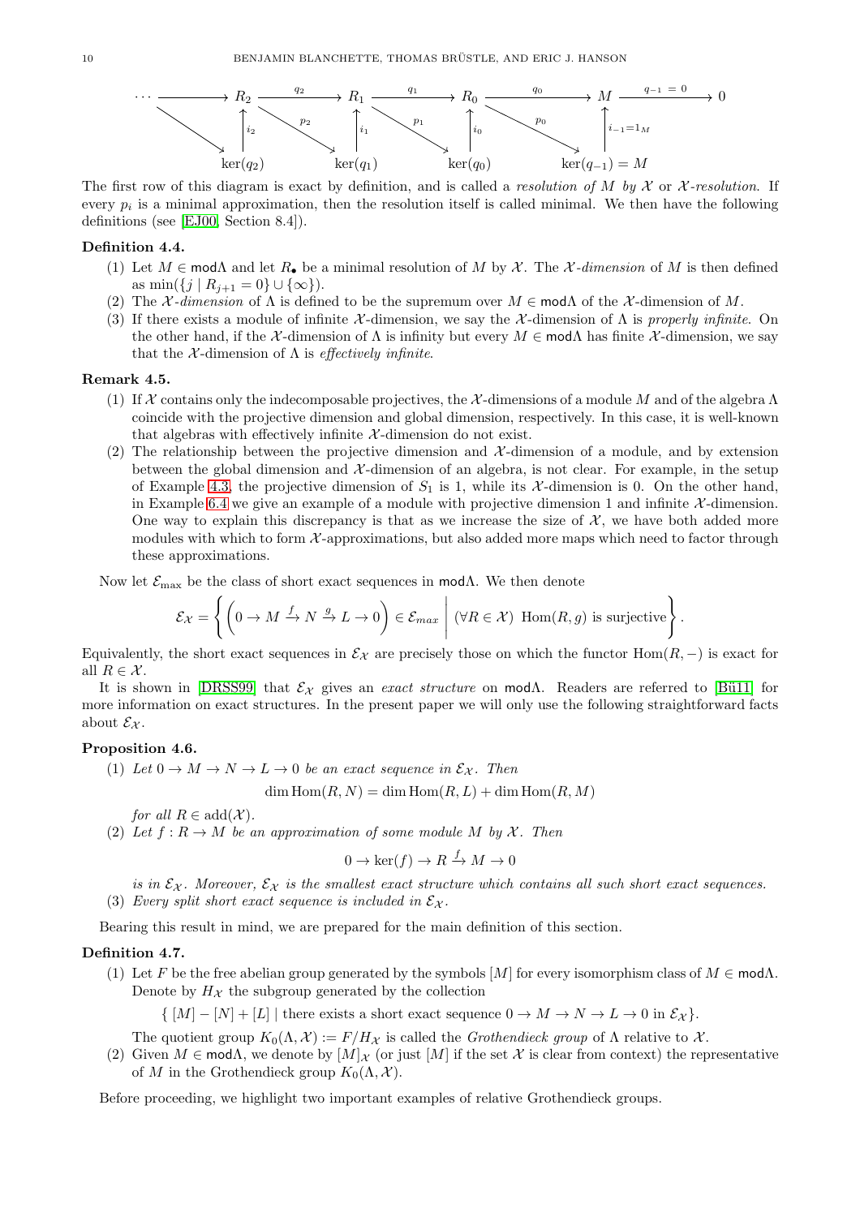$$\begin{array}{ccccccccccc}
\cdots & \longrightarrow & R_2 & \xrightarrow{q_2} & R_1 & \xrightarrow{q_1} & R_0 & \xrightarrow{q_0} & M & \xrightarrow{q_{-1}\,=\,0} & 0 \\
& \searrow & \uparrow{\scriptstyle i_2} & \searrow^{p_2} & \uparrow{\scriptstyle i_1} & \searrow^{p_1} & \uparrow{\scriptstyle i_0} & \searrow^{p_0} & \uparrow{\scriptstyle i_{-1}=1_M} & & \\
& & \ker(q_2) & & \ker(q_1) & & \ker(q_0) & & \ker(q_{-1}) = M & &
\end{array}$$

The first row of this diagram is exact by definition, and is called a *resolution of* $M$ *by* $\mathcal{X}$ or $\mathcal{X}$*-resolution*. If every $p_i$ is a minimal approximation, then the resolution itself is called minimal. We then have the following definitions (see [EJ00, Section 8.4]).

**Definition 4.4.**

1. Let $M \in \mathsf{mod}\Lambda$ and let $R_\bullet$ be a minimal resolution of $M$ by $\mathcal{X}$. The $\mathcal{X}$*-dimension* of $M$ is then defined as $\min(\{j \mid R_{j+1} = 0\} \cup \{\infty\})$.
2. The $\mathcal{X}$*-dimension* of $\Lambda$ is defined to be the supremum over $M \in \mathsf{mod}\Lambda$ of the $\mathcal{X}$-dimension of $M$.
3. If there exists a module of infinite $\mathcal{X}$-dimension, we say the $\mathcal{X}$-dimension of $\Lambda$ is *properly infinite*. On the other hand, if the $\mathcal{X}$-dimension of $\Lambda$ is infinity but every $M \in \mathsf{mod}\Lambda$ has finite $\mathcal{X}$-dimension, we say that the $\mathcal{X}$-dimension of $\Lambda$ is *effectively infinite*.

**Remark 4.5.**

1. If $\mathcal{X}$ contains only the indecomposable projectives, the $\mathcal{X}$-dimensions of a module $M$ and of the algebra $\Lambda$ coincide with the projective dimension and global dimension, respectively. In this case, it is well-known that algebras with effectively infinite $\mathcal{X}$-dimension do not exist.
2. The relationship between the projective dimension and $\mathcal{X}$-dimension of a module, and by extension between the global dimension and $\mathcal{X}$-dimension of an algebra, is not clear. For example, in the setup of Example 4.3, the projective dimension of $S_1$ is 1, while its $\mathcal{X}$-dimension is 0. On the other hand, in Example 6.4 we give an example of a module with projective dimension 1 and infinite $\mathcal{X}$-dimension. One way to explain this discrepancy is that as we increase the size of $\mathcal{X}$, we have both added more modules with which to form $\mathcal{X}$-approximations, but also added more maps which need to factor through these approximations.

Now let $\mathcal{E}_{\max}$ be the class of short exact sequences in $\mathsf{mod}\Lambda$. We then denote

$$\mathcal{E}_\mathcal{X} = \left\{ \left(0 \to M \xrightarrow{f} N \xrightarrow{g} L \to 0\right) \in \mathcal{E}_{max} \;\middle|\; (\forall R \in \mathcal{X})\ \mathrm{Hom}(R, g) \text{ is surjective} \right\}.$$

Equivalently, the short exact sequences in $\mathcal{E}_\mathcal{X}$ are precisely those on which the functor $\mathrm{Hom}(R, -)$ is exact for all $R \in \mathcal{X}$.

It is shown in [DRSS99] that $\mathcal{E}_\mathcal{X}$ gives an *exact structure* on $\mathsf{mod}\Lambda$. Readers are referred to [Bü11] for more information on exact structures. In the present paper we will only use the following straightforward facts about $\mathcal{E}_\mathcal{X}$.

**Proposition 4.6.**

1. *Let $0 \to M \to N \to L \to 0$ be an exact sequence in $\mathcal{E}_\mathcal{X}$. Then*
$$\dim \mathrm{Hom}(R, N) = \dim \mathrm{Hom}(R, L) + \dim \mathrm{Hom}(R, M)$$
*for all $R \in \mathrm{add}(\mathcal{X})$.*
2. *Let $f : R \to M$ be an approximation of some module $M$ by $\mathcal{X}$. Then*
$$0 \to \ker(f) \to R \xrightarrow{f} M \to 0$$
*is in $\mathcal{E}_\mathcal{X}$. Moreover, $\mathcal{E}_\mathcal{X}$ is the smallest exact structure which contains all such short exact sequences.*
3. *Every split short exact sequence is included in $\mathcal{E}_\mathcal{X}$.*

Bearing this result in mind, we are prepared for the main definition of this section.

**Definition 4.7.**

1. Let $F$ be the free abelian group generated by the symbols $[M]$ for every isomorphism class of $M \in \mathsf{mod}\Lambda$. Denote by $H_\mathcal{X}$ the subgroup generated by the collection
$$\{\, [M] - [N] + [L] \mid \text{there exists a short exact sequence } 0 \to M \to N \to L \to 0 \text{ in } \mathcal{E}_\mathcal{X}\}.$$
The quotient group $K_0(\Lambda, \mathcal{X}) := F/H_\mathcal{X}$ is called the *Grothendieck group* of $\Lambda$ relative to $\mathcal{X}$.
2. Given $M \in \mathsf{mod}\Lambda$, we denote by $[M]_\mathcal{X}$ (or just $[M]$ if the set $\mathcal{X}$ is clear from context) the representative of $M$ in the Grothendieck group $K_0(\Lambda, \mathcal{X})$.

Before proceeding, we highlight two important examples of relative Grothendieck groups.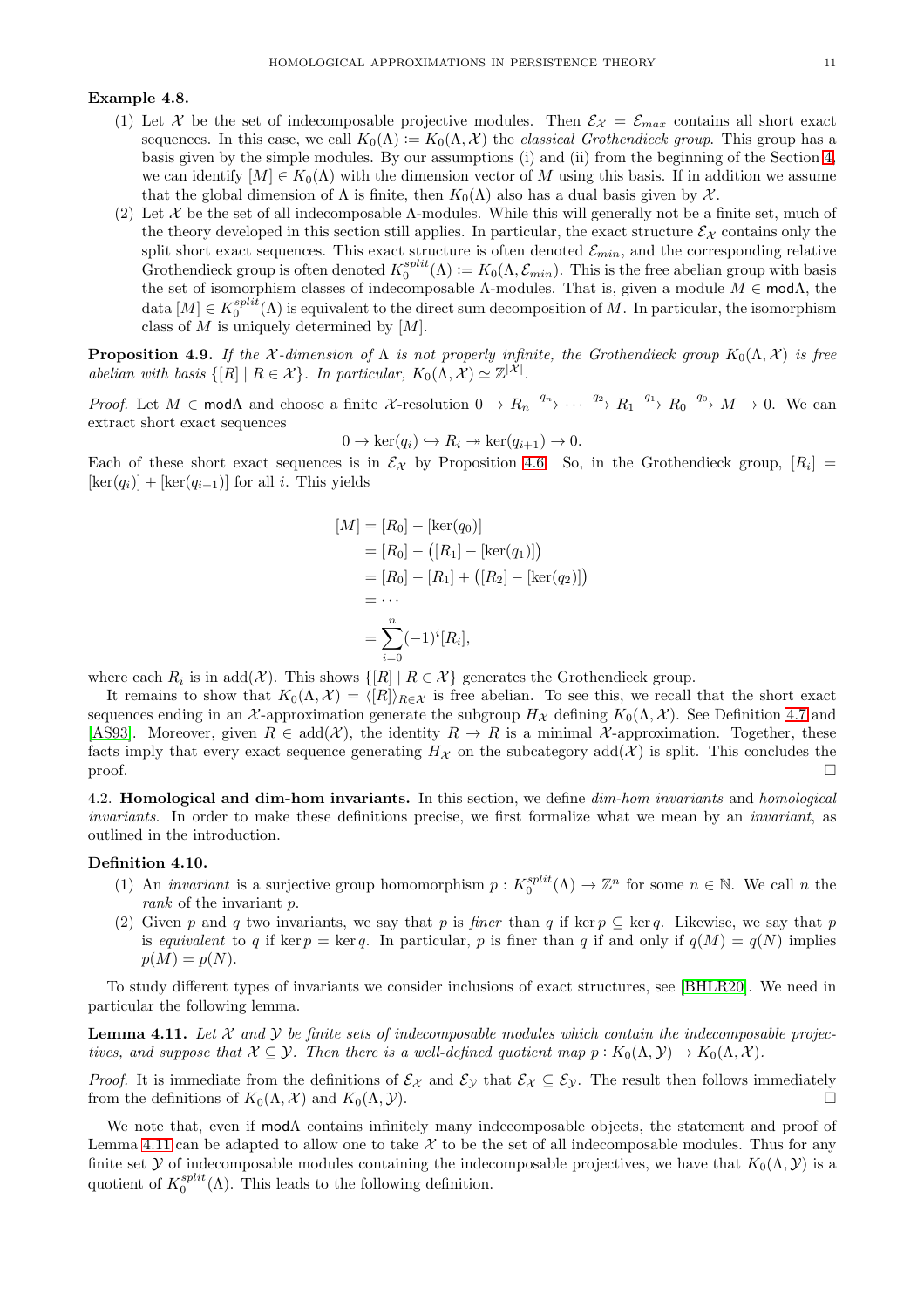**Example 4.8.**

1. Let $\mathcal{X}$ be the set of indecomposable projective modules. Then $\mathcal{E}_\mathcal{X} = \mathcal{E}_{max}$ contains all short exact sequences. In this case, we call $K_0(\Lambda) := K_0(\Lambda, \mathcal{X})$ the *classical Grothendieck group*. This group has a basis given by the simple modules. By our assumptions (i) and (ii) from the beginning of the Section 4, we can identify $[M] \in K_0(\Lambda)$ with the dimension vector of $M$ using this basis. If in addition we assume that the global dimension of $\Lambda$ is finite, then $K_0(\Lambda)$ also has a dual basis given by $\mathcal{X}$.
2. Let $\mathcal{X}$ be the set of all indecomposable $\Lambda$-modules. While this will generally not be a finite set, much of the theory developed in this section still applies. In particular, the exact structure $\mathcal{E}_\mathcal{X}$ contains only the split short exact sequences. This exact structure is often denoted $\mathcal{E}_{min}$, and the corresponding relative Grothendieck group is often denoted $K_0^{split}(\Lambda) := K_0(\Lambda, \mathcal{E}_{min})$. This is the free abelian group with basis the set of isomorphism classes of indecomposable $\Lambda$-modules. That is, given a module $M \in \mathsf{mod}\Lambda$, the data $[M] \in K_0^{split}(\Lambda)$ is equivalent to the direct sum decomposition of $M$. In particular, the isomorphism class of $M$ is uniquely determined by $[M]$.

**Proposition 4.9.** *If the $\mathcal{X}$-dimension of $\Lambda$ is not properly infinite, the Grothendieck group $K_0(\Lambda, \mathcal{X})$ is free abelian with basis $\{[R] \mid R \in \mathcal{X}\}$. In particular, $K_0(\Lambda, \mathcal{X}) \simeq \mathbb{Z}^{|\mathcal{X}|}$.*

*Proof.* Let $M \in \mathsf{mod}\Lambda$ and choose a finite $\mathcal{X}$-resolution $0 \to R_n \xrightarrow{q_n} \cdots \xrightarrow{q_2} R_1 \xrightarrow{q_1} R_0 \xrightarrow{q_0} M \to 0$. We can extract short exact sequences

$$0 \to \ker(q_i) \hookrightarrow R_i \twoheadrightarrow \ker(q_{i+1}) \to 0.$$

Each of these short exact sequences is in $\mathcal{E}_\mathcal{X}$ by Proposition 4.6. So, in the Grothendieck group, $[R_i] = [\ker(q_i)] + [\ker(q_{i+1})]$ for all $i$. This yields

$$\begin{aligned}
[M] &= [R_0] - [\ker(q_0)] \\
&= [R_0] - \big([R_1] - [\ker(q_1)]\big) \\
&= [R_0] - [R_1] + \big([R_2] - [\ker(q_2)]\big) \\
&= \cdots \\
&= \sum_{i=0}^{n} (-1)^i [R_i],
\end{aligned}$$

where each $R_i$ is in $\mathrm{add}(\mathcal{X})$. This shows $\{[R] \mid R \in \mathcal{X}\}$ generates the Grothendieck group.

It remains to show that $K_0(\Lambda, \mathcal{X}) = \langle [R] \rangle_{R \in \mathcal{X}}$ is free abelian. To see this, we recall that the short exact sequences ending in an $\mathcal{X}$-approximation generate the subgroup $H_\mathcal{X}$ defining $K_0(\Lambda, \mathcal{X})$. See Definition 4.7 and [AS93]. Moreover, given $R \in \mathrm{add}(\mathcal{X})$, the identity $R \to R$ is a minimal $\mathcal{X}$-approximation. Together, these facts imply that every exact sequence generating $H_\mathcal{X}$ on the subcategory $\mathrm{add}(\mathcal{X})$ is split. This concludes the proof. $\square$

4.2. **Homological and dim-hom invariants.** In this section, we define *dim-hom invariants* and *homological invariants*. In order to make these definitions precise, we first formalize what we mean by an *invariant*, as outlined in the introduction.

**Definition 4.10.**

1. An *invariant* is a surjective group homomorphism $p : K_0^{split}(\Lambda) \to \mathbb{Z}^n$ for some $n \in \mathbb{N}$. We call $n$ the *rank* of the invariant $p$.
2. Given $p$ and $q$ two invariants, we say that $p$ is *finer* than $q$ if $\ker p \subseteq \ker q$. Likewise, we say that $p$ is *equivalent* to $q$ if $\ker p = \ker q$. In particular, $p$ is finer than $q$ if and only if $q(M) = q(N)$ implies $p(M) = p(N)$.

To study different types of invariants we consider inclusions of exact structures, see [BHLR20]. We need in particular the following lemma.

**Lemma 4.11.** *Let $\mathcal{X}$ and $\mathcal{Y}$ be finite sets of indecomposable modules which contain the indecomposable projectives, and suppose that $\mathcal{X} \subseteq \mathcal{Y}$. Then there is a well-defined quotient map $p : K_0(\Lambda, \mathcal{Y}) \to K_0(\Lambda, \mathcal{X})$.*

*Proof.* It is immediate from the definitions of $\mathcal{E}_\mathcal{X}$ and $\mathcal{E}_\mathcal{Y}$ that $\mathcal{E}_\mathcal{X} \subseteq \mathcal{E}_\mathcal{Y}$. The result then follows immediately from the definitions of $K_0(\Lambda, \mathcal{X})$ and $K_0(\Lambda, \mathcal{Y})$. $\square$

We note that, even if $\mathsf{mod}\Lambda$ contains infinitely many indecomposable objects, the statement and proof of Lemma 4.11 can be adapted to allow one to take $\mathcal{X}$ to be the set of all indecomposable modules. Thus for any finite set $\mathcal{Y}$ of indecomposable modules containing the indecomposable projectives, we have that $K_0(\Lambda, \mathcal{Y})$ is a quotient of $K_0^{split}(\Lambda)$. This leads to the following definition.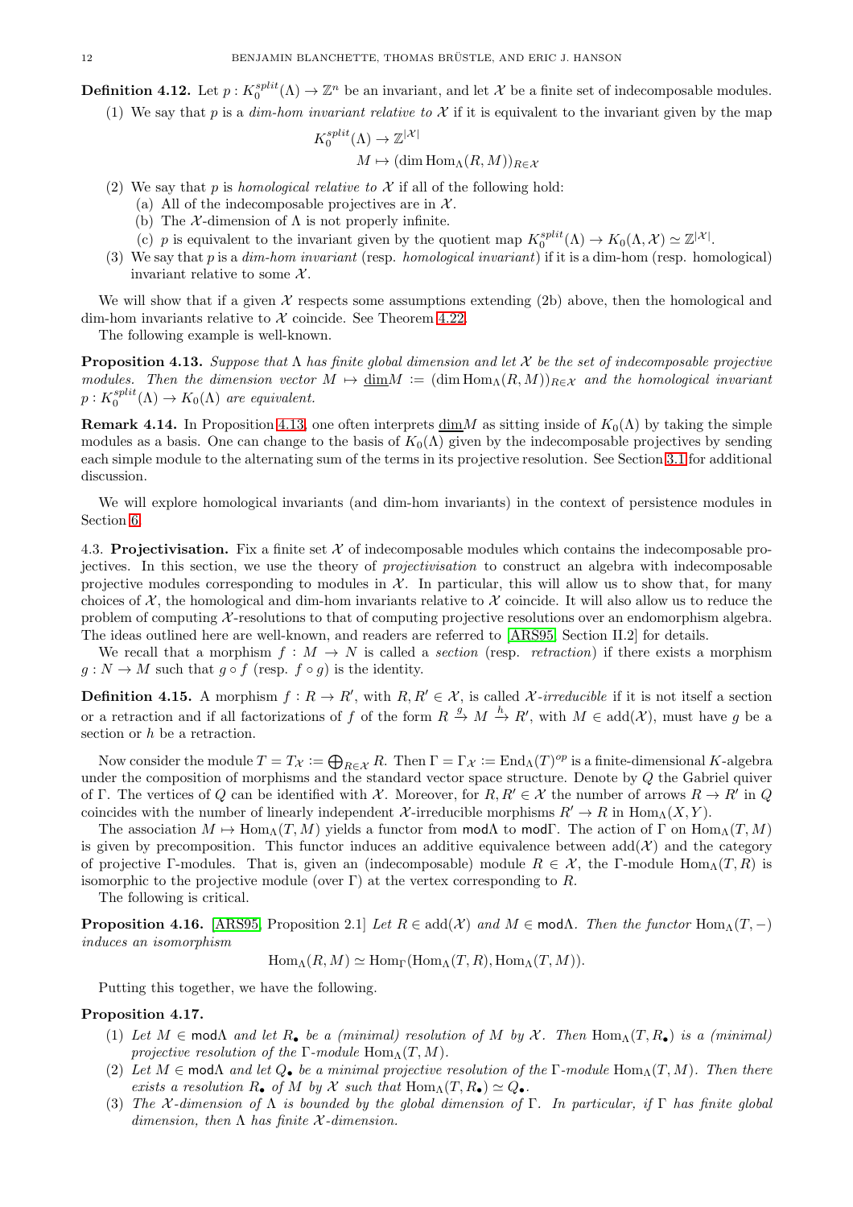**Definition 4.12.** Let $p : K_0^{split}(\Lambda) \to \mathbb{Z}^n$ be an invariant, and let $\mathcal{X}$ be a finite set of indecomposable modules.

(1) We say that $p$ is a *dim-hom invariant relative to* $\mathcal{X}$ if it is equivalent to the invariant given by the map

$$K_0^{split}(\Lambda) \to \mathbb{Z}^{|\mathcal{X}|}$$
$$M \mapsto (\dim \operatorname{Hom}_\Lambda(R, M))_{R \in \mathcal{X}}$$

(2) We say that $p$ is *homological relative to* $\mathcal{X}$ if all of the following hold:
   (a) All of the indecomposable projectives are in $\mathcal{X}$.
   (b) The $\mathcal{X}$-dimension of $\Lambda$ is not properly infinite.
   (c) $p$ is equivalent to the invariant given by the quotient map $K_0^{split}(\Lambda) \to K_0(\Lambda, \mathcal{X}) \simeq \mathbb{Z}^{|\mathcal{X}|}$.

(3) We say that $p$ is a *dim-hom invariant* (resp. *homological invariant*) if it is a dim-hom (resp. homological) invariant relative to some $\mathcal{X}$.

We will show that if a given $\mathcal{X}$ respects some assumptions extending (2b) above, then the homological and dim-hom invariants relative to $\mathcal{X}$ coincide. See Theorem 4.22.

The following example is well-known.

**Proposition 4.13.** *Suppose that $\Lambda$ has finite global dimension and let $\mathcal{X}$ be the set of indecomposable projective modules. Then the dimension vector $M \mapsto \underline{\dim} M := (\dim \operatorname{Hom}_\Lambda(R, M))_{R \in \mathcal{X}}$ and the homological invariant $p : K_0^{split}(\Lambda) \to K_0(\Lambda)$ are equivalent.*

**Remark 4.14.** In Proposition 4.13, one often interprets $\underline{\dim} M$ as sitting inside of $K_0(\Lambda)$ by taking the simple modules as a basis. One can change to the basis of $K_0(\Lambda)$ given by the indecomposable projectives by sending each simple module to the alternating sum of the terms in its projective resolution. See Section 3.1 for additional discussion.

We will explore homological invariants (and dim-hom invariants) in the context of persistence modules in Section 6.

## 4.3. Projectivisation.

Fix a finite set $\mathcal{X}$ of indecomposable modules which contains the indecomposable projectives. In this section, we use the theory of *projectivisation* to construct an algebra with indecomposable projective modules corresponding to modules in $\mathcal{X}$. In particular, this will allow us to show that, for many choices of $\mathcal{X}$, the homological and dim-hom invariants relative to $\mathcal{X}$ coincide. It will also allow us to reduce the problem of computing $\mathcal{X}$-resolutions to that of computing projective resolutions over an endomorphism algebra. The ideas outlined here are well-known, and readers are referred to [ARS95, Section II.2] for details.

We recall that a morphism $f : M \to N$ is called a *section* (resp. *retraction*) if there exists a morphism $g : N \to M$ such that $g \circ f$ (resp. $f \circ g$) is the identity.

**Definition 4.15.** A morphism $f : R \to R'$, with $R, R' \in \mathcal{X}$, is called *$\mathcal{X}$-irreducible* if it is not itself a section or a retraction and if all factorizations of $f$ of the form $R \xrightarrow{g} M \xrightarrow{h} R'$, with $M \in \operatorname{add}(\mathcal{X})$, must have $g$ be a section or $h$ be a retraction.

Now consider the module $T = T_\mathcal{X} := \bigoplus_{R \in \mathcal{X}} R$. Then $\Gamma = \Gamma_\mathcal{X} := \operatorname{End}_\Lambda(T)^{op}$ is a finite-dimensional $K$-algebra under the composition of morphisms and the standard vector space structure. Denote by $Q$ the Gabriel quiver of $\Gamma$. The vertices of $Q$ can be identified with $\mathcal{X}$. Moreover, for $R, R' \in \mathcal{X}$ the number of arrows $R \to R'$ in $Q$ coincides with the number of linearly independent $\mathcal{X}$-irreducible morphisms $R' \to R$ in $\operatorname{Hom}_\Lambda(X, Y)$.

The association $M \mapsto \operatorname{Hom}_\Lambda(T, M)$ yields a functor from $\mathsf{mod}\Lambda$ to $\mathsf{mod}\Gamma$. The action of $\Gamma$ on $\operatorname{Hom}_\Lambda(T, M)$ is given by precomposition. This functor induces an additive equivalence between $\operatorname{add}(\mathcal{X})$ and the category of projective $\Gamma$-modules. That is, given an (indecomposable) module $R \in \mathcal{X}$, the $\Gamma$-module $\operatorname{Hom}_\Lambda(T, R)$ is isomorphic to the projective module (over $\Gamma$) at the vertex corresponding to $R$.

The following is critical.

**Proposition 4.16.** [ARS95, Proposition 2.1] *Let $R \in \operatorname{add}(\mathcal{X})$ and $M \in \mathsf{mod}\Lambda$. Then the functor $\operatorname{Hom}_\Lambda(T, -)$ induces an isomorphism*

$$\operatorname{Hom}_\Lambda(R, M) \simeq \operatorname{Hom}_\Gamma(\operatorname{Hom}_\Lambda(T, R), \operatorname{Hom}_\Lambda(T, M)).$$

Putting this together, we have the following.

**Proposition 4.17.**

(1) *Let $M \in \mathsf{mod}\Lambda$ and let $R_\bullet$ be a (minimal) resolution of $M$ by $\mathcal{X}$. Then $\operatorname{Hom}_\Lambda(T, R_\bullet)$ is a (minimal) projective resolution of the $\Gamma$-module $\operatorname{Hom}_\Lambda(T, M)$.*

(2) *Let $M \in \mathsf{mod}\Lambda$ and let $Q_\bullet$ be a minimal projective resolution of the $\Gamma$-module $\operatorname{Hom}_\Lambda(T, M)$. Then there exists a resolution $R_\bullet$ of $M$ by $\mathcal{X}$ such that $\operatorname{Hom}_\Lambda(T, R_\bullet) \simeq Q_\bullet$.*

(3) *The $\mathcal{X}$-dimension of $\Lambda$ is bounded by the global dimension of $\Gamma$. In particular, if $\Gamma$ has finite global dimension, then $\Lambda$ has finite $\mathcal{X}$-dimension.*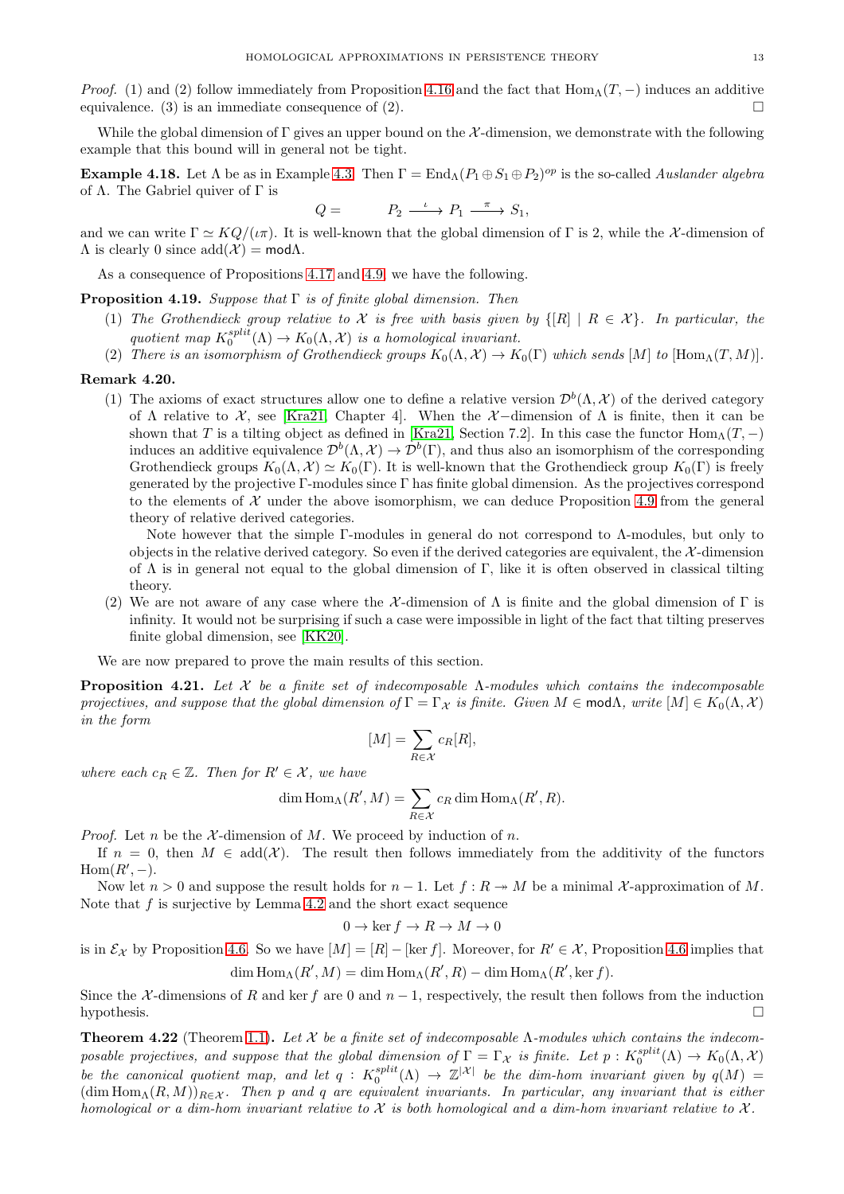*Proof.* (1) and (2) follow immediately from Proposition 4.16 and the fact that $\mathrm{Hom}_\Lambda(T,-)$ induces an additive equivalence. (3) is an immediate consequence of (2). □

While the global dimension of $\Gamma$ gives an upper bound on the $\mathcal{X}$-dimension, we demonstrate with the following example that this bound will in general not be tight.

**Example 4.18.** Let $\Lambda$ be as in Example 4.3. Then $\Gamma = \mathrm{End}_\Lambda(P_1 \oplus S_1 \oplus P_2)^{op}$ is the so-called *Auslander algebra* of $\Lambda$. The Gabriel quiver of $\Gamma$ is

$$Q = \qquad P_2 \xrightarrow{\ \iota\ } P_1 \xrightarrow{\ \pi\ } S_1,$$

and we can write $\Gamma \simeq KQ/(\iota\pi)$. It is well-known that the global dimension of $\Gamma$ is 2, while the $\mathcal{X}$-dimension of $\Lambda$ is clearly 0 since $\mathrm{add}(\mathcal{X}) = \mathsf{mod}\Lambda$.

As a consequence of Propositions 4.17 and 4.9, we have the following.

**Proposition 4.19.** *Suppose that $\Gamma$ is of finite global dimension. Then*

1. *The Grothendieck group relative to $\mathcal{X}$ is free with basis given by $\{[R] \mid R \in \mathcal{X}\}$. In particular, the quotient map $K_0^{split}(\Lambda) \to K_0(\Lambda, \mathcal{X})$ is a homological invariant.*
2. *There is an isomorphism of Grothendieck groups $K_0(\Lambda, \mathcal{X}) \to K_0(\Gamma)$ which sends $[M]$ to $[\mathrm{Hom}_\Lambda(T, M)]$.*

**Remark 4.20.**

1. The axioms of exact structures allow one to define a relative version $\mathcal{D}^b(\Lambda, \mathcal{X})$ of the derived category of $\Lambda$ relative to $\mathcal{X}$, see [Kra21, Chapter 4]. When the $\mathcal{X}$−dimension of $\Lambda$ is finite, then it can be shown that $T$ is a tilting object as defined in [Kra21, Section 7.2]. In this case the functor $\mathrm{Hom}_\Lambda(T,-)$ induces an additive equivalence $\mathcal{D}^b(\Lambda, \mathcal{X}) \to \mathcal{D}^b(\Gamma)$, and thus also an isomorphism of the corresponding Grothendieck groups $K_0(\Lambda, \mathcal{X}) \simeq K_0(\Gamma)$. It is well-known that the Grothendieck group $K_0(\Gamma)$ is freely generated by the projective $\Gamma$-modules since $\Gamma$ has finite global dimension. As the projectives correspond to the elements of $\mathcal{X}$ under the above isomorphism, we can deduce Proposition 4.9 from the general theory of relative derived categories.

   Note however that the simple $\Gamma$-modules in general do not correspond to $\Lambda$-modules, but only to objects in the relative derived category. So even if the derived categories are equivalent, the $\mathcal{X}$-dimension of $\Lambda$ is in general not equal to the global dimension of $\Gamma$, like it is often observed in classical tilting theory.
2. We are not aware of any case where the $\mathcal{X}$-dimension of $\Lambda$ is finite and the global dimension of $\Gamma$ is infinity. It would not be surprising if such a case were impossible in light of the fact that tilting preserves finite global dimension, see [KK20].

We are now prepared to prove the main results of this section.

**Proposition 4.21.** *Let $\mathcal{X}$ be a finite set of indecomposable $\Lambda$-modules which contains the indecomposable projectives, and suppose that the global dimension of $\Gamma = \Gamma_\mathcal{X}$ is finite. Given $M \in \mathsf{mod}\Lambda$, write $[M] \in K_0(\Lambda, \mathcal{X})$ in the form*

$$[M] = \sum_{R \in \mathcal{X}} c_R [R],$$

*where each $c_R \in \mathbb{Z}$. Then for $R' \in \mathcal{X}$, we have*

$$\dim \mathrm{Hom}_\Lambda(R', M) = \sum_{R \in \mathcal{X}} c_R \dim \mathrm{Hom}_\Lambda(R', R).$$

*Proof.* Let $n$ be the $\mathcal{X}$-dimension of $M$. We proceed by induction of $n$.

If $n = 0$, then $M \in \mathrm{add}(\mathcal{X})$. The result then follows immediately from the additivity of the functors $\mathrm{Hom}(R', -)$.

Now let $n > 0$ and suppose the result holds for $n - 1$. Let $f : R \twoheadrightarrow M$ be a minimal $\mathcal{X}$-approximation of $M$. Note that $f$ is surjective by Lemma 4.2 and the short exact sequence

$$0 \to \ker f \to R \to M \to 0$$

is in $\mathcal{E}_\mathcal{X}$ by Proposition 4.6. So we have $[M] = [R] - [\ker f]$. Moreover, for $R' \in \mathcal{X}$, Proposition 4.6 implies that

$$\dim \mathrm{Hom}_\Lambda(R', M) = \dim \mathrm{Hom}_\Lambda(R', R) - \dim \mathrm{Hom}_\Lambda(R', \ker f).$$

Since the $\mathcal{X}$-dimensions of $R$ and $\ker f$ are 0 and $n-1$, respectively, the result then follows from the induction hypothesis. □

**Theorem 4.22** (Theorem 1.1)**.** *Let $\mathcal{X}$ be a finite set of indecomposable $\Lambda$-modules which contains the indecomposable projectives, and suppose that the global dimension of $\Gamma = \Gamma_\mathcal{X}$ is finite. Let $p : K_0^{split}(\Lambda) \to K_0(\Lambda, \mathcal{X})$ be the canonical quotient map, and let $q : K_0^{split}(\Lambda) \to \mathbb{Z}^{|\mathcal{X}|}$ be the dim-hom invariant given by $q(M) = (\dim \mathrm{Hom}_\Lambda(R, M))_{R \in \mathcal{X}}$. Then $p$ and $q$ are equivalent invariants. In particular, any invariant that is either homological or a dim-hom invariant relative to $\mathcal{X}$ is both homological and a dim-hom invariant relative to $\mathcal{X}$.*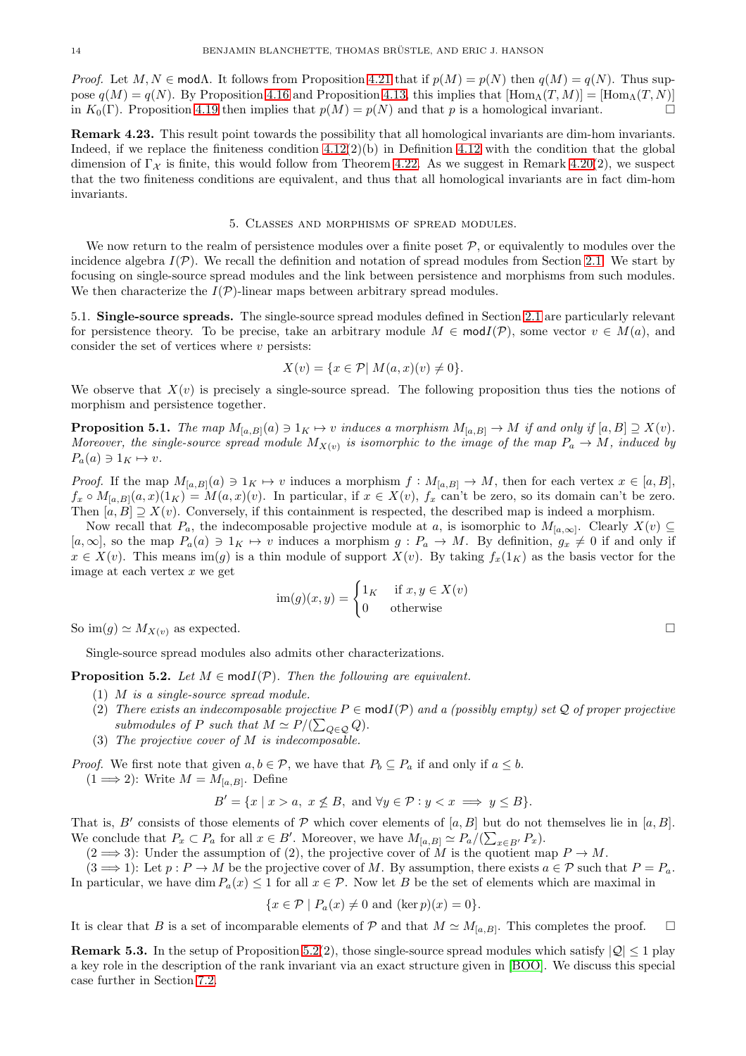*Proof.* Let $M, N \in \mathsf{mod}\Lambda$. It follows from Proposition 4.21 that if $p(M) = p(N)$ then $q(M) = q(N)$. Thus suppose $q(M) = q(N)$. By Proposition 4.16 and Proposition 4.13, this implies that $[\mathrm{Hom}_\Lambda(T, M)] = [\mathrm{Hom}_\Lambda(T, N)]$ in $K_0(\Gamma)$. Proposition 4.19 then implies that $p(M) = p(N)$ and that $p$ is a homological invariant. $\square$

**Remark 4.23.** This result point towards the possibility that all homological invariants are dim-hom invariants. Indeed, if we replace the finiteness condition 4.12(2)(b) in Definition 4.12 with the condition that the global dimension of $\Gamma_{\mathcal{X}}$ is finite, this would follow from Theorem 4.22. As we suggest in Remark 4.20(2), we suspect that the two finiteness conditions are equivalent, and thus that all homological invariants are in fact dim-hom invariants.

## 5. Classes and morphisms of spread modules.

We now return to the realm of persistence modules over a finite poset $\mathcal{P}$, or equivalently to modules over the incidence algebra $I(\mathcal{P})$. We recall the definition and notation of spread modules from Section 2.1. We start by focusing on single-source spread modules and the link between persistence and morphisms from such modules. We then characterize the $I(\mathcal{P})$-linear maps between arbitrary spread modules.

### 5.1. Single-source spreads.

The single-source spread modules defined in Section 2.1 are particularly relevant for persistence theory. To be precise, take an arbitrary module $M \in \mathsf{mod}I(\mathcal{P})$, some vector $v \in M(a)$, and consider the set of vertices where $v$ persists:

$$X(v) = \{x \in \mathcal{P} | \ M(a, x)(v) \neq 0\}.$$

We observe that $X(v)$ is precisely a single-source spread. The following proposition thus ties the notions of morphism and persistence together.

**Proposition 5.1.** *The map $M_{[a,B]}(a) \ni 1_K \mapsto v$ induces a morphism $M_{[a,B]} \to M$ if and only if $[a, B] \supseteq X(v)$. Moreover, the single-source spread module $M_{X(v)}$ is isomorphic to the image of the map $P_a \to M$, induced by $P_a(a) \ni 1_K \mapsto v$.*

*Proof.* If the map $M_{[a,B]}(a) \ni 1_K \mapsto v$ induces a morphism $f : M_{[a,B]} \to M$, then for each vertex $x \in [a, B]$, $f_x \circ M_{[a,B]}(a, x)(1_K) = M(a, x)(v)$. In particular, if $x \in X(v)$, $f_x$ can't be zero, so its domain can't be zero. Then $[a, B] \supseteq X(v)$. Conversely, if this containment is respected, the described map is indeed a morphism.

Now recall that $P_a$, the indecomposable projective module at $a$, is isomorphic to $M_{[a,\infty]}$. Clearly $X(v) \subseteq [a, \infty]$, so the map $P_a(a) \ni 1_K \mapsto v$ induces a morphism $g : P_a \to M$. By definition, $g_x \neq 0$ if and only if $x \in X(v)$. This means $\mathrm{im}(g)$ is a thin module of support $X(v)$. By taking $f_x(1_K)$ as the basis vector for the image at each vertex $x$ we get

$$\mathrm{im}(g)(x, y) = \begin{cases} 1_K & \text{if } x, y \in X(v) \\ 0 & \text{otherwise} \end{cases}$$

So $\mathrm{im}(g) \simeq M_{X(v)}$ as expected. $\square$

Single-source spread modules also admits other characterizations.

**Proposition 5.2.** *Let $M \in \mathsf{mod}I(\mathcal{P})$. Then the following are equivalent.*

1. *$M$ is a single-source spread module.*
2. *There exists an indecomposable projective $P \in \mathsf{mod}I(\mathcal{P})$ and a (possibly empty) set $\mathcal{Q}$ of proper projective submodules of $P$ such that $M \simeq P/(\sum_{Q\in\mathcal{Q}} Q)$.*
3. *The projective cover of $M$ is indecomposable.*

*Proof.* We first note that given $a, b \in \mathcal{P}$, we have that $P_b \subseteq P_a$ if and only if $a \leq b$.

($1 \implies 2$): Write $M = M_{[a,B]}$. Define

$$B' = \{x \mid x > a, \ x \not\leq B, \text{ and } \forall y \in \mathcal{P} : y < x \implies y \leq B\}.$$

That is, $B'$ consists of those elements of $\mathcal{P}$ which cover elements of $[a, B]$ but do not themselves lie in $[a, B]$. We conclude that $P_x \subset P_a$ for all $x \in B'$. Moreover, we have $M_{[a,B]} \simeq P_a/(\sum_{x\in B'} P_x)$.

($2 \implies 3$): Under the assumption of (2), the projective cover of $M$ is the quotient map $P \to M$.

($3 \implies 1$): Let $p : P \to M$ be the projective cover of $M$. By assumption, there exists $a \in \mathcal{P}$ such that $P = P_a$. In particular, we have $\dim P_a(x) \leq 1$ for all $x \in \mathcal{P}$. Now let $B$ be the set of elements which are maximal in

$$\{x \in \mathcal{P} \mid P_a(x) \neq 0 \text{ and } (\ker p)(x) = 0\}.$$

It is clear that $B$ is a set of incomparable elements of $\mathcal{P}$ and that $M \simeq M_{[a,B]}$. This completes the proof. $\square$

**Remark 5.3.** In the setup of Proposition 5.2(2), those single-source spread modules which satisfy $|\mathcal{Q}| \leq 1$ play a key role in the description of the rank invariant via an exact structure given in [BOO]. We discuss this special case further in Section 7.2.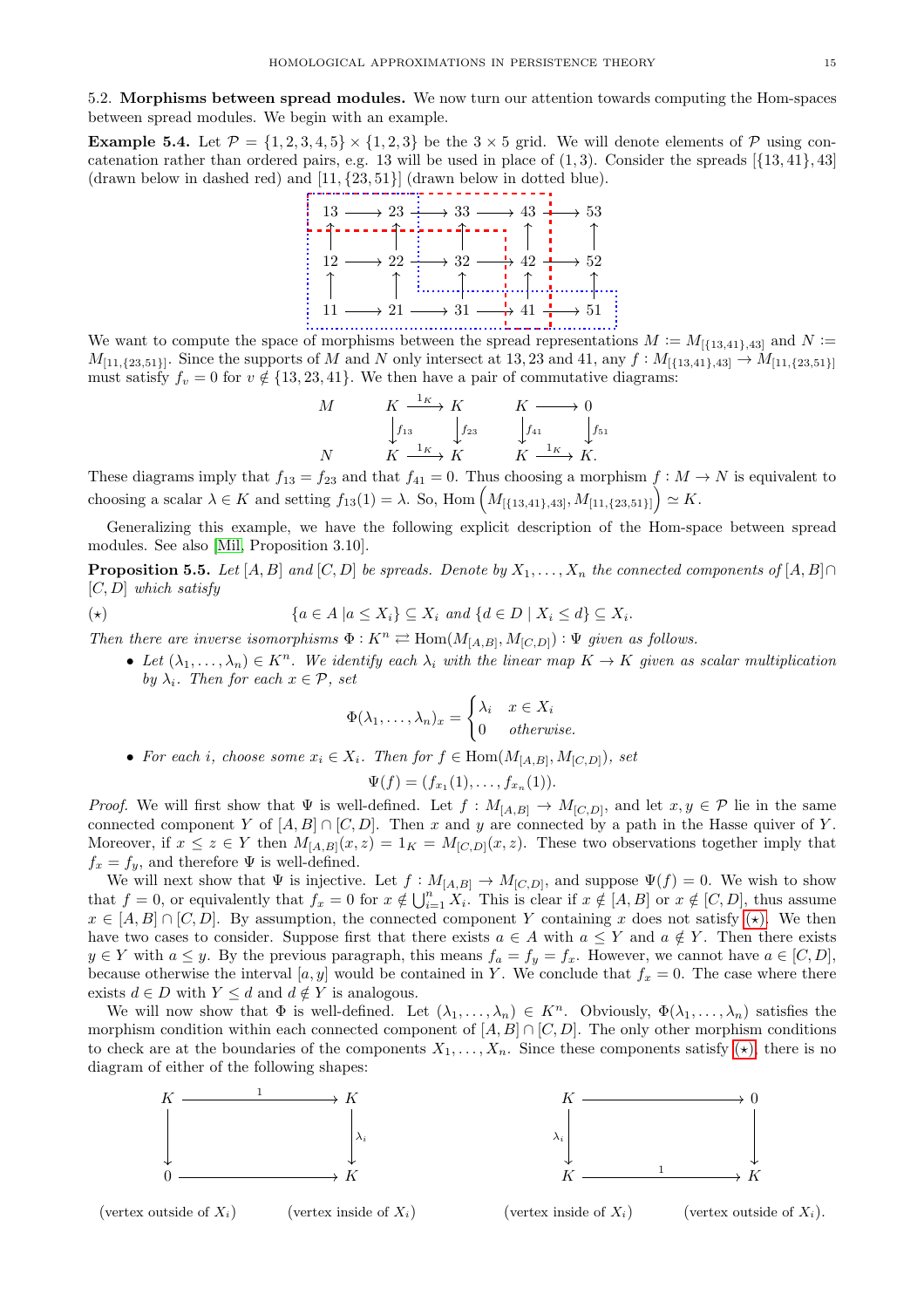5.2. **Morphisms between spread modules.** We now turn our attention towards computing the Hom-spaces between spread modules. We begin with an example.

**Example 5.4.** Let $\mathcal{P} = \{1,2,3,4,5\} \times \{1,2,3\}$ be the $3 \times 5$ grid. We will denote elements of $\mathcal{P}$ using concatenation rather than ordered pairs, e.g. 13 will be used in place of $(1,3)$. Consider the spreads $[\{13, 41\}, 43]$ (drawn below in dashed red) and $[11, \{23, 51\}]$ (drawn below in dotted blue).

$$
\begin{array}{ccccccccc}
13 & \longrightarrow & 23 & \longrightarrow & 33 & \longrightarrow & 43 & \longrightarrow & 53 \\
\uparrow & & \uparrow & & \uparrow & & \uparrow & & \uparrow \\
12 & \longrightarrow & 22 & \longrightarrow & 32 & \longrightarrow & 42 & \longrightarrow & 52 \\
\uparrow & & \uparrow & & \uparrow & & \uparrow & & \uparrow \\
11 & \longrightarrow & 21 & \longrightarrow & 31 & \longrightarrow & 41 & \longrightarrow & 51
\end{array}
$$

We want to compute the space of morphisms between the spread representations $M := M_{[\{13,41\},43]}$ and $N := M_{[11,\{23,51\}]}$. Since the supports of $M$ and $N$ only intersect at 13, 23 and 41, any $f : M_{[\{13,41\},43]} \to M_{[11,\{23,51\}]}$ must satisfy $f_v = 0$ for $v \notin \{13, 23, 41\}$. We then have a pair of commutative diagrams:

$$
\begin{array}{llll}
M & K \xrightarrow{1_K} K & & K \longrightarrow 0 \\
& \big\downarrow f_{13} \quad \big\downarrow f_{23} & & \big\downarrow f_{41} \quad \big\downarrow f_{51} \\
N & K \xrightarrow{1_K} K & & K \xrightarrow{1_K} K.
\end{array}
$$

These diagrams imply that $f_{13} = f_{23}$ and that $f_{41} = 0$. Thus choosing a morphism $f : M \to N$ is equivalent to choosing a scalar $\lambda \in K$ and setting $f_{13}(1) = \lambda$. So, $\mathrm{Hom}\left(M_{[\{13,41\},43]}, M_{[11,\{23,51\}]}\right) \simeq K$.

Generalizing this example, we have the following explicit description of the Hom-space between spread modules. See also [Mil, Proposition 3.10].

**Proposition 5.5.** *Let $[A, B]$ and $[C, D]$ be spreads. Denote by $X_1, \ldots, X_n$ the connected components of $[A, B] \cap [C, D]$ which satisfy*

$$(\star) \qquad \{a \in A \mid a \leq X_i\} \subseteq X_i \text{ and } \{d \in D \mid X_i \leq d\} \subseteq X_i.$$

*Then there are inverse isomorphisms $\Phi : K^n \rightleftarrows \mathrm{Hom}(M_{[A,B]}, M_{[C,D]}) : \Psi$ given as follows.*

- *Let $(\lambda_1, \ldots, \lambda_n) \in K^n$. We identify each $\lambda_i$ with the linear map $K \to K$ given as scalar multiplication by $\lambda_i$. Then for each $x \in \mathcal{P}$, set*

$$\Phi(\lambda_1, \ldots, \lambda_n)_x = \begin{cases} \lambda_i & x \in X_i \\ 0 & \text{otherwise.} \end{cases}$$

- *For each $i$, choose some $x_i \in X_i$. Then for $f \in \mathrm{Hom}(M_{[A,B]}, M_{[C,D]})$, set*

$$\Psi(f) = (f_{x_1}(1), \ldots, f_{x_n}(1)).$$

*Proof.* We will first show that $\Psi$ is well-defined. Let $f : M_{[A,B]} \to M_{[C,D]}$, and let $x, y \in \mathcal{P}$ lie in the same connected component $Y$ of $[A, B] \cap [C, D]$. Then $x$ and $y$ are connected by a path in the Hasse quiver of $Y$. Moreover, if $x \leq z \in Y$ then $M_{[A,B]}(x, z) = 1_K = M_{[C,D]}(x, z)$. These two observations together imply that $f_x = f_y$, and therefore $\Psi$ is well-defined.

We will next show that $\Psi$ is injective. Let $f : M_{[A,B]} \to M_{[C,D]}$, and suppose $\Psi(f) = 0$. We wish to show that $f = 0$, or equivalently that $f_x = 0$ for $x \notin \bigcup_{i=1}^n X_i$. This is clear if $x \notin [A, B]$ or $x \notin [C, D]$, thus assume $x \in [A, B] \cap [C, D]$. By assumption, the connected component $Y$ containing $x$ does not satisfy ($\star$). We then have two cases to consider. Suppose first that there exists $a \in A$ with $a \leq Y$ and $a \notin Y$. Then there exists $y \in Y$ with $a \leq y$. By the previous paragraph, this means $f_a = f_y = f_x$. However, we cannot have $a \in [C, D]$, because otherwise the interval $[a, y]$ would be contained in $Y$. We conclude that $f_x = 0$. The case where there exists $d \in D$ with $Y \leq d$ and $d \notin Y$ is analogous.

We will now show that $\Phi$ is well-defined. Let $(\lambda_1, \ldots, \lambda_n) \in K^n$. Obviously, $\Phi(\lambda_1, \ldots, \lambda_n)$ satisfies the morphism condition within each connected component of $[A, B] \cap [C, D]$. The only other morphism conditions to check are at the boundaries of the components $X_1, \ldots, X_n$. Since these components satisfy ($\star$), there is no diagram of either of the following shapes:

$$
\begin{array}{ccc}
K & \xrightarrow{\quad 1 \quad} & K \\
\big\downarrow & & \big\downarrow \lambda_i \\
0 & \longrightarrow & K
\end{array}
\qquad\qquad
\begin{array}{ccc}
K & \longrightarrow & 0 \\
\lambda_i \big\downarrow & & \big\downarrow \\
K & \xrightarrow{\quad 1 \quad} & K
\end{array}
$$

(vertex outside of $X_i$) (vertex inside of $X_i$) (vertex inside of $X_i$) (vertex outside of $X_i$).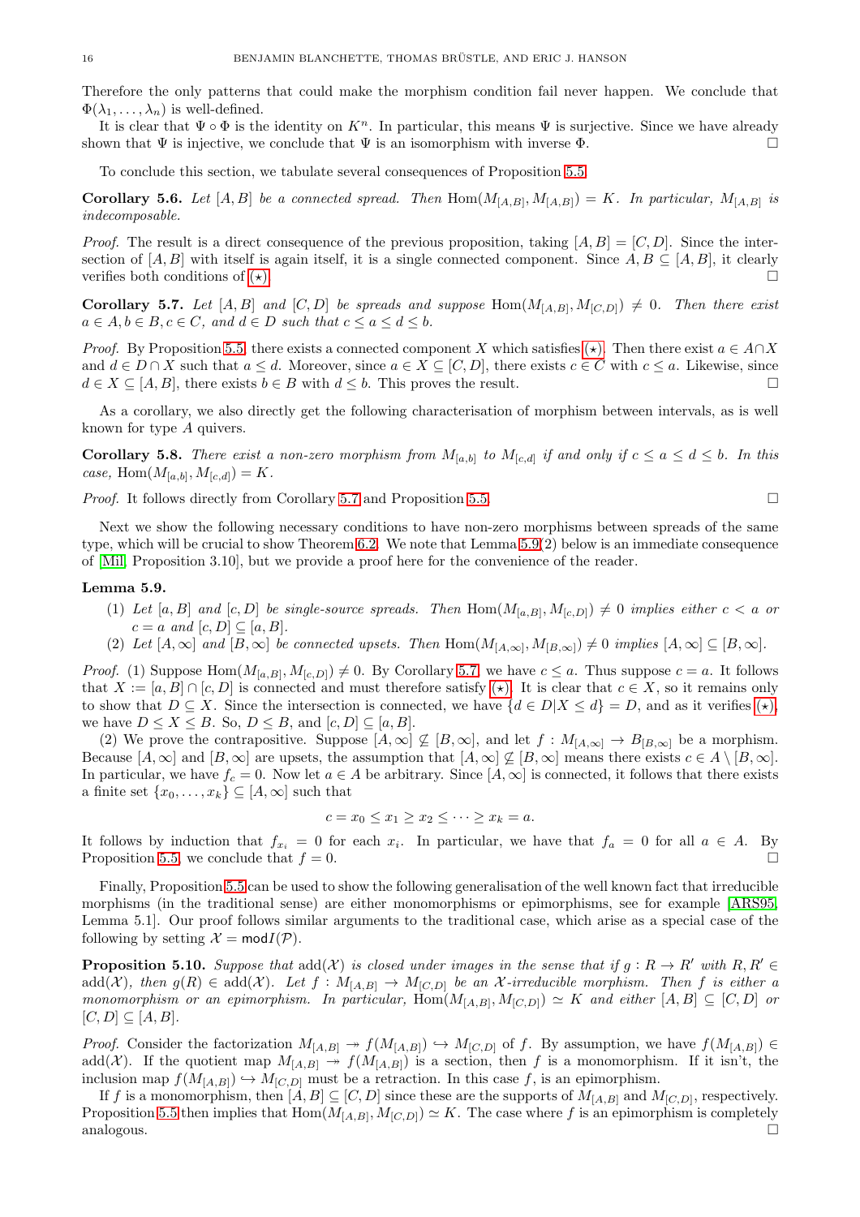Therefore the only patterns that could make the morphism condition fail never happen. We conclude that $\Phi(\lambda_1, \dots, \lambda_n)$ is well-defined.

It is clear that $\Psi \circ \Phi$ is the identity on $K^n$. In particular, this means $\Psi$ is surjective. Since we have already shown that $\Psi$ is injective, we conclude that $\Psi$ is an isomorphism with inverse $\Phi$. $\square$

To conclude this section, we tabulate several consequences of Proposition 5.5.

**Corollary 5.6.** *Let $[A, B]$ be a connected spread. Then $\mathrm{Hom}(M_{[A,B]}, M_{[A,B]}) = K$. In particular, $M_{[A,B]}$ is indecomposable.*

*Proof.* The result is a direct consequence of the previous proposition, taking $[A, B] = [C, D]$. Since the intersection of $[A, B]$ with itself is again itself, it is a single connected component. Since $A, B \subseteq [A, B]$, it clearly verifies both conditions of $(\star)$. $\square$

**Corollary 5.7.** *Let $[A, B]$ and $[C, D]$ be spreads and suppose $\mathrm{Hom}(M_{[A,B]}, M_{[C,D]}) \neq 0$. Then there exist $a \in A, b \in B, c \in C$, and $d \in D$ such that $c \leq a \leq d \leq b$.*

*Proof.* By Proposition 5.5, there exists a connected component $X$ which satisfies $(\star)$. Then there exist $a \in A \cap X$ and $d \in D \cap X$ such that $a \leq d$. Moreover, since $a \in X \subseteq [C, D]$, there exists $c \in C$ with $c \leq a$. Likewise, since $d \in X \subseteq [A, B]$, there exists $b \in B$ with $d \leq b$. This proves the result. $\square$

As a corollary, we also directly get the following characterisation of morphism between intervals, as is well known for type $A$ quivers.

**Corollary 5.8.** *There exist a non-zero morphism from $M_{[a,b]}$ to $M_{[c,d]}$ if and only if $c \leq a \leq d \leq b$. In this case, $\mathrm{Hom}(M_{[a,b]}, M_{[c,d]}) = K$.*

*Proof.* It follows directly from Corollary 5.7 and Proposition 5.5. $\square$

Next we show the following necessary conditions to have non-zero morphisms between spreads of the same type, which will be crucial to show Theorem 6.2. We note that Lemma 5.9(2) below is an immediate consequence of [Mil, Proposition 3.10], but we provide a proof here for the convenience of the reader.

**Lemma 5.9.**

1. *Let $[a, B]$ and $[c, D]$ be single-source spreads. Then $\mathrm{Hom}(M_{[a,B]}, M_{[c,D]}) \neq 0$ implies either $c < a$ or $c = a$ and $[c, D] \subseteq [a, B]$.*
2. *Let $[A, \infty]$ and $[B, \infty]$ be connected upsets. Then $\mathrm{Hom}(M_{[A,\infty]}, M_{[B,\infty]}) \neq 0$ implies $[A, \infty] \subseteq [B, \infty]$.*

*Proof.* (1) Suppose $\mathrm{Hom}(M_{[a,B]}, M_{[c,D]}) \neq 0$. By Corollary 5.7, we have $c \leq a$. Thus suppose $c = a$. It follows that $X := [a, B] \cap [c, D]$ is connected and must therefore satisfy $(\star)$. It is clear that $c \in X$, so it remains only to show that $D \subseteq X$. Since the intersection is connected, we have $\{d \in D | X \leq d\} = D$, and as it verifies $(\star)$, we have $D \leq X \leq B$. So, $D \leq B$, and $[c, D] \subseteq [a, B]$.

(2) We prove the contrapositive. Suppose $[A, \infty] \not\subseteq [B, \infty]$, and let $f : M_{[A,\infty]} \to B_{[B,\infty]}$ be a morphism. Because $[A, \infty]$ and $[B, \infty]$ are upsets, the assumption that $[A, \infty] \not\subseteq [B, \infty]$ means there exists $c \in A \setminus [B, \infty]$. In particular, we have $f_c = 0$. Now let $a \in A$ be arbitrary. Since $[A, \infty]$ is connected, it follows that there exists a finite set $\{x_0, \dots, x_k\} \subseteq [A, \infty]$ such that

$$c = x_0 \leq x_1 \geq x_2 \leq \cdots \geq x_k = a.$$

It follows by induction that $f_{x_i} = 0$ for each $x_i$. In particular, we have that $f_a = 0$ for all $a \in A$. By Proposition 5.5, we conclude that $f = 0$. $\square$

Finally, Proposition 5.5 can be used to show the following generalisation of the well known fact that irreducible morphisms (in the traditional sense) are either monomorphisms or epimorphisms, see for example [ARS95, Lemma 5.1]. Our proof follows similar arguments to the traditional case, which arise as a special case of the following by setting $\mathcal{X} = \mathsf{mod}I(\mathcal{P})$.

**Proposition 5.10.** *Suppose that $\mathrm{add}(\mathcal{X})$ is closed under images in the sense that if $g : R \to R'$ with $R, R' \in \mathrm{add}(\mathcal{X})$, then $g(R) \in \mathrm{add}(\mathcal{X})$. Let $f : M_{[A,B]} \to M_{[C,D]}$ be an $\mathcal{X}$-irreducible morphism. Then $f$ is either a monomorphism or an epimorphism. In particular, $\mathrm{Hom}(M_{[A,B]}, M_{[C,D]}) \simeq K$ and either $[A, B] \subseteq [C, D]$ or $[C, D] \subseteq [A, B]$.*

*Proof.* Consider the factorization $M_{[A,B]} \twoheadrightarrow f(M_{[A,B]}) \hookrightarrow M_{[C,D]}$ of $f$. By assumption, we have $f(M_{[A,B]}) \in \mathrm{add}(\mathcal{X})$. If the quotient map $M_{[A,B]} \twoheadrightarrow f(M_{[A,B]})$ is a section, then $f$ is a monomorphism. If it isn't, the inclusion map $f(M_{[A,B]}) \hookrightarrow M_{[C,D]}$ must be a retraction. In this case $f$, is an epimorphism.

If $f$ is a monomorphism, then $[A, B] \subseteq [C, D]$ since these are the supports of $M_{[A,B]}$ and $M_{[C,D]}$, respectively. Proposition 5.5 then implies that $\mathrm{Hom}(M_{[A,B]}, M_{[C,D]}) \simeq K$. The case where $f$ is an epimorphism is completely analogous. $\square$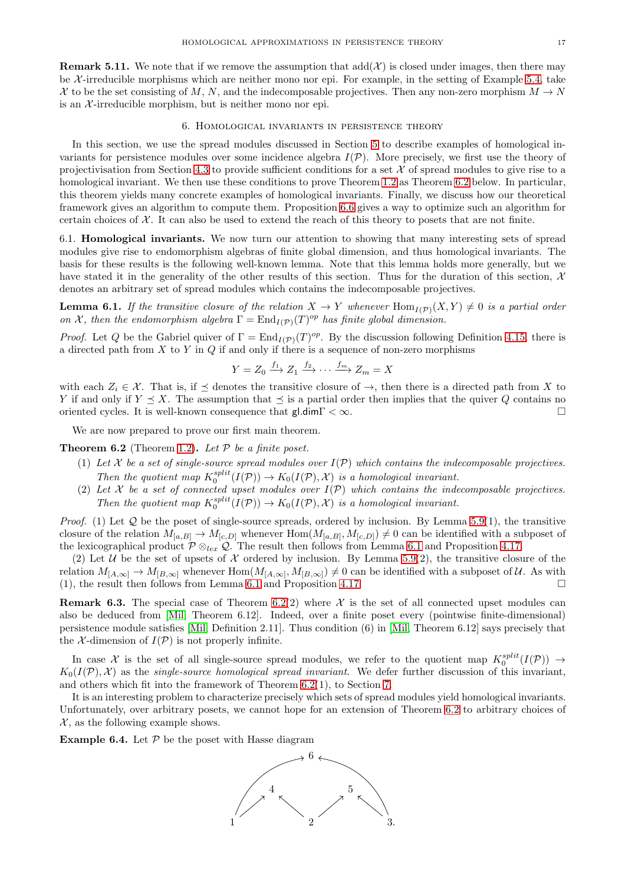**Remark 5.11.** We note that if we remove the assumption that $\mathrm{add}(\mathcal{X})$ is closed under images, then there may be $\mathcal{X}$-irreducible morphisms which are neither mono nor epi. For example, in the setting of Example 5.4, take $\mathcal{X}$ to be the set consisting of $M$, $N$, and the indecomposable projectives. Then any non-zero morphism $M \to N$ is an $\mathcal{X}$-irreducible morphism, but is neither mono nor epi.

## 6. Homological invariants in persistence theory

In this section, we use the spread modules discussed in Section 5 to describe examples of homological invariants for persistence modules over some incidence algebra $I(\mathcal{P})$. More precisely, we first use the theory of projectivisation from Section 4.3 to provide sufficient conditions for a set $\mathcal{X}$ of spread modules to give rise to a homological invariant. We then use these conditions to prove Theorem 1.2 as Theorem 6.2 below. In particular, this theorem yields many concrete examples of homological invariants. Finally, we discuss how our theoretical framework gives an algorithm to compute them. Proposition 6.6 gives a way to optimize such an algorithm for certain choices of $\mathcal{X}$. It can also be used to extend the reach of this theory to posets that are not finite.

### 6.1. Homological invariants.

We now turn our attention to showing that many interesting sets of spread modules give rise to endomorphism algebras of finite global dimension, and thus homological invariants. The basis for these results is the following well-known lemma. Note that this lemma holds more generally, but we have stated it in the generality of the other results of this section. Thus for the duration of this section, $\mathcal{X}$ denotes an arbitrary set of spread modules which contains the indecomposable projectives.

**Lemma 6.1.** *If the transitive closure of the relation $X \to Y$ whenever $\mathrm{Hom}_{I(\mathcal{P})}(X, Y) \neq 0$ is a partial order on $\mathcal{X}$, then the endomorphism algebra $\Gamma = \mathrm{End}_{I(\mathcal{P})}(T)^{op}$ has finite global dimension.*

*Proof.* Let $Q$ be the Gabriel quiver of $\Gamma = \mathrm{End}_{I(\mathcal{P})}(T)^{op}$. By the discussion following Definition 4.15, there is a directed path from $X$ to $Y$ in $Q$ if and only if there is a sequence of non-zero morphisms

$$Y = Z_0 \xrightarrow{f_1} Z_1 \xrightarrow{f_2} \cdots \xrightarrow{f_m} Z_m = X$$

with each $Z_i \in \mathcal{X}$. That is, if $\preceq$ denotes the transitive closure of $\to$, then there is a directed path from $X$ to $Y$ if and only if $Y \preceq X$. The assumption that $\preceq$ is a partial order then implies that the quiver $Q$ contains no oriented cycles. It is well-known consequence that $\mathsf{gl.dim}\Gamma < \infty$. □

We are now prepared to prove our first main theorem.

**Theorem 6.2** (Theorem 1.2)**.** *Let $\mathcal{P}$ be a finite poset.*

1. *Let $\mathcal{X}$ be a set of single-source spread modules over $I(\mathcal{P})$ which contains the indecomposable projectives. Then the quotient map $K_0^{split}(I(\mathcal{P})) \to K_0(I(\mathcal{P}), \mathcal{X})$ is a homological invariant.*
2. *Let $\mathcal{X}$ be a set of connected upset modules over $I(\mathcal{P})$ which contains the indecomposable projectives. Then the quotient map $K_0^{split}(I(\mathcal{P})) \to K_0(I(\mathcal{P}), \mathcal{X})$ is a homological invariant.*

*Proof.* (1) Let $\mathcal{Q}$ be the poset of single-source spreads, ordered by inclusion. By Lemma 5.9(1), the transitive closure of the relation $M_{[a,B]} \to M_{[c,D]}$ whenever $\mathrm{Hom}(M_{[a,B]}, M_{[c,D]}) \neq 0$ can be identified with a subposet of the lexicographical product $\mathcal{P} \otimes_{lex} \mathcal{Q}$. The result then follows from Lemma 6.1 and Proposition 4.17.

(2) Let $\mathcal{U}$ be the set of upsets of $\mathcal{X}$ ordered by inclusion. By Lemma 5.9(2), the transitive closure of the relation $M_{[A,\infty]} \to M_{[B,\infty]}$ whenever $\mathrm{Hom}(M_{[A,\infty]}, M_{[B,\infty]}) \neq 0$ can be identified with a subposet of $\mathcal{U}$. As with (1), the result then follows from Lemma 6.1 and Proposition 4.17. □

**Remark 6.3.** The special case of Theorem 6.2(2) where $\mathcal{X}$ is the set of all connected upset modules can also be deduced from [Mil, Theorem 6.12]. Indeed, over a finite poset every (pointwise finite-dimensional) persistence module satisfies [Mil, Definition 2.11]. Thus condition (6) in [Mil, Theorem 6.12] says precisely that the $\mathcal{X}$-dimension of $I(\mathcal{P})$ is not properly infinite.

In case $\mathcal{X}$ is the set of all single-source spread modules, we refer to the quotient map $K_0^{split}(I(\mathcal{P})) \to K_0(I(\mathcal{P}), \mathcal{X})$ as the *single-source homological spread invariant*. We defer further discussion of this invariant, and others which fit into the framework of Theorem 6.2(1), to Section 7.

It is an interesting problem to characterize precisely which sets of spread modules yield homological invariants. Unfortunately, over arbitrary posets, we cannot hope for an extension of Theorem 6.2 to arbitrary choices of $\mathcal{X}$, as the following example shows.

**Example 6.4.** Let $\mathcal{P}$ be the poset with Hasse diagram

6
4 5
1 2 3.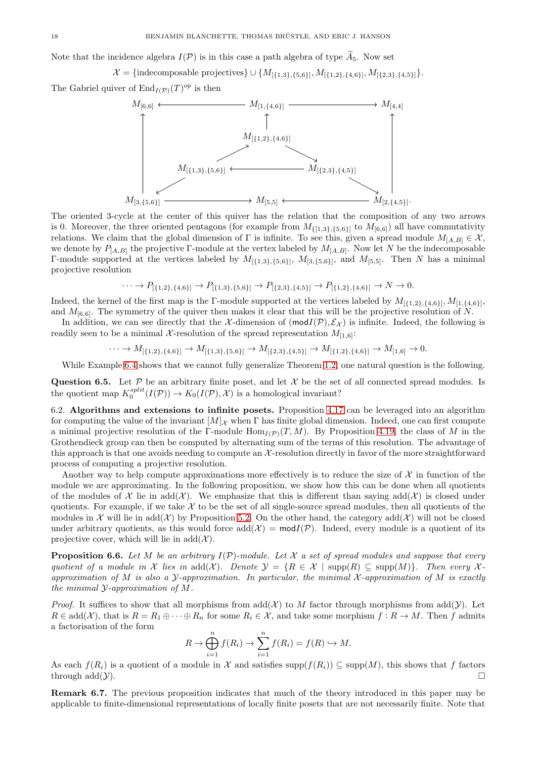Note that the incidence algebra $I(\mathcal{P})$ is in this case a path algebra of type $\widetilde{A}_5$. Now set

$$\mathcal{X} = \{\text{indecomposable projectives}\} \cup \{M_{[\{1,3\},\{5,6\}]}, M_{[\{1,2\},\{4,6\}]}, M_{[\{2,3\},\{4,5\}]}\}.$$

The Gabriel quiver of $\mathrm{End}_{I(\mathcal{P})}(T)^{op}$ is then

$$\begin{array}{ccccc}
M_{[6,6]} & \longleftarrow & M_{[1,\{4,6\}]} & \longrightarrow & M_{[4,4]} \\
\uparrow & & \uparrow & & \uparrow \\
 & & M_{[\{1,2\},\{4,6\}]} & & \\
 & \nearrow & & \searrow & \\
 & M_{[\{1,3\},\{5,6\}]} & \longleftarrow & M_{[\{2,3\},\{4,5\}]} & \\
 \swarrow & & & & \searrow \\
M_{[3,\{5,6\}]} & \longrightarrow & M_{[5,5]} & \longleftarrow & M_{[2,\{4,5\}]}.
\end{array}$$

The oriented 3-cycle at the center of this quiver has the relation that the composition of any two arrows is 0. Moreover, the three oriented pentagons (for example from $M_{[\{1,3\},\{5,6\}]}$ to $M_{[6,6]}$) all have commutativity relations. We claim that the global dimension of $\Gamma$ is infinite. To see this, given a spread module $M_{[A,B]} \in \mathcal{X}$, we denote by $P_{[A,B]}$ the projective $\Gamma$-module at the vertex labeled by $M_{[A,B]}$. Now let $N$ be the indecomposable $\Gamma$-module supported at the vertices labeled by $M_{[\{1,3\},\{5,6\}]}$, $M_{[3,\{5,6\}]}$, and $M_{[5,5]}$. Then $N$ has a minimal projective resolution

$$\cdots \to P_{[\{1,2\},\{4,6\}]} \to P_{[\{1,3\},\{5,6\}]} \to P_{[\{2,3\},\{4,5\}]} \to P_{[\{1,2\},\{4,6\}]} \to N \to 0.$$

Indeed, the kernel of the first map is the $\Gamma$-module supported at the vertices labeled by $M_{[\{1,2\},\{4,6\}]}, M_{[1,\{4,6\}]}$, and $M_{[6,6]}$. The symmetry of the quiver then makes it clear that this will be the projective resolution of $N$.

In addition, we can see directly that the $\mathcal{X}$-dimension of $(\mathsf{mod}I(\mathcal{P}), \mathcal{E}_{\mathcal{X}})$ is infinite. Indeed, the following is readily seen to be a minimal $\mathcal{X}$-resolution of the spread representation $M_{[1,6]}$:

$$\cdots \to M_{[\{1,2\},\{4,6\}]} \to M_{[\{1,3\},\{5,6\}]} \to M_{[\{2,3\},\{4,5\}]} \to M_{[\{1,2\},\{4,6\}]} \to M_{[1,6]} \to 0.$$

While Example 6.4 shows that we cannot fully generalize Theorem 1.2, one natural question is the following.

**Question 6.5.** Let $\mathcal{P}$ be an arbitrary finite poset, and let $\mathcal{X}$ be the set of all connected spread modules. Is the quotient map $K_0^{split}(I(\mathcal{P})) \to K_0(I(\mathcal{P}), \mathcal{X})$ a homological invariant?

6.2. **Algorithms and extensions to infinite posets.** Proposition 4.17 can be leveraged into an algorithm for computing the value of the invariant $[M]_{\mathcal{X}}$ when $\Gamma$ has finite global dimension. Indeed, one can first compute a minimal projective resolution of the $\Gamma$-module $\mathrm{Hom}_{I(\mathcal{P})}(T, M)$. By Proposition 4.19, the class of $M$ in the Grothendieck group can then be computed by alternating sum of the terms of this resolution. The advantage of this approach is that one avoids needing to compute an $\mathcal{X}$-resolution directly in favor of the more straightforward process of computing a projective resolution.

Another way to help compute approximations more effectively is to reduce the size of $\mathcal{X}$ in function of the module we are approximating. In the following proposition, we show how this can be done when all quotients of the modules of $\mathcal{X}$ lie in $\mathrm{add}(\mathcal{X})$. We emphasize that this is different than saying $\mathrm{add}(\mathcal{X})$ is closed under quotients. For example, if we take $\mathcal{X}$ to be the set of all single-source spread modules, then all quotients of the modules in $\mathcal{X}$ will lie in $\mathrm{add}(\mathcal{X})$ by Proposition 5.2. On the other hand, the category $\mathrm{add}(\mathcal{X})$ will not be closed under arbitrary quotients, as this would force $\mathrm{add}(\mathcal{X}) = \mathsf{mod}I(\mathcal{P})$. Indeed, every module is a quotient of its projective cover, which will lie in $\mathrm{add}(\mathcal{X})$.

**Proposition 6.6.** *Let $M$ be an arbitrary $I(\mathcal{P})$-module. Let $\mathcal{X}$ a set of spread modules and suppose that every quotient of a module in $\mathcal{X}$ lies in $\mathrm{add}(\mathcal{X})$. Denote $\mathcal{Y} = \{R \in \mathcal{X} \mid \mathrm{supp}(R) \subseteq \mathrm{supp}(M)\}$. Then every $\mathcal{X}$-approximation of $M$ is also a $\mathcal{Y}$-approximation. In particular, the minimal $\mathcal{X}$-approximation of $M$ is exactly the minimal $\mathcal{Y}$-approximation of $M$.*

*Proof.* It suffices to show that all morphisms from $\mathrm{add}(\mathcal{X})$ to $M$ factor through morphisms from $\mathrm{add}(\mathcal{Y})$. Let $R \in \mathrm{add}(\mathcal{X})$, that is $R = R_1 \oplus \cdots \oplus R_n$ for some $R_i \in \mathcal{X}$, and take some morphism $f : R \to M$. Then $f$ admits a factorisation of the form

$$R \to \bigoplus_{i=1}^{n} f(R_i) \to \sum_{i=1}^{n} f(R_i) = f(R) \hookrightarrow M.$$

As each $f(R_i)$ is a quotient of a module in $\mathcal{X}$ and satisfies $\mathrm{supp}(f(R_i)) \subseteq \mathrm{supp}(M)$, this shows that $f$ factors through $\mathrm{add}(\mathcal{Y})$. $\square$

**Remark 6.7.** The previous proposition indicates that much of the theory introduced in this paper may be applicable to finite-dimensional representations of locally finite posets that are not necessarily finite. Note that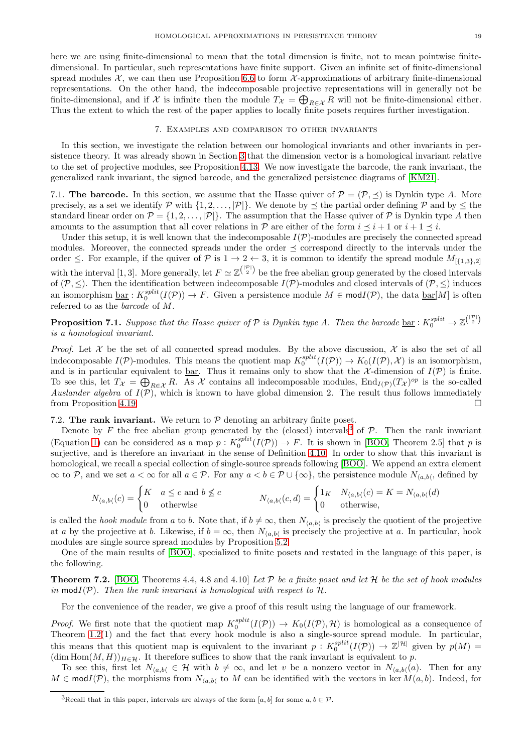here we are using finite-dimensional to mean that the total dimension is finite, not to mean pointwise finite-dimensional. In particular, such representations have finite support. Given an infinite set of finite-dimensional spread modules $\mathcal{X}$, we can then use Proposition 6.6 to form $\mathcal{X}$-approximations of arbitrary finite-dimensional representations. On the other hand, the indecomposable projective representations will in generally not be finite-dimensional, and if $\mathcal{X}$ is infinite then the module $T_\mathcal{X} = \bigoplus_{R \in \mathcal{X}} R$ will not be finite-dimensional either. Thus the extent to which the rest of the paper applies to locally finite posets requires further investigation.

## 7. Examples and comparison to other invariants

In this section, we investigate the relation between our homological invariants and other invariants in persistence theory. It was already shown in Section 3 that the dimension vector is a homological invariant relative to the set of projective modules, see Proposition 4.13. We now investigate the barcode, the rank invariant, the generalized rank invariant, the signed barcode, and the generalized persistence diagrams of [KM21].

**7.1. The barcode.** In this section, we assume that the Hasse quiver of $\mathcal{P} = (\mathcal{P}, \preceq)$ is Dynkin type $A$. More precisely, as a set we identify $\mathcal{P}$ with $\{1, 2, \ldots, |\mathcal{P}|\}$. We denote by $\preceq$ the partial order defining $\mathcal{P}$ and by $\leq$ the standard linear order on $\mathcal{P} = \{1, 2, \ldots, |\mathcal{P}|\}$. The assumption that the Hasse quiver of $\mathcal{P}$ is Dynkin type $A$ then amounts to the assumption that all cover relations in $\mathcal{P}$ are either of the form $i \preceq i+1$ or $i+1 \preceq i$.

Under this setup, it is well known that the indecomposable $I(\mathcal{P})$-modules are precisely the connected spread modules. Moreover, the connected spreads under the order $\preceq$ correspond directly to the intervals under the order $\leq$. For example, if the quiver of $\mathcal{P}$ is $1 \to 2 \leftarrow 3$, it is common to identify the spread module $M_{[\{1,3\},2]}$ with the interval $[1, 3]$. More generally, let $F \simeq \mathbb{Z}^{\binom{|\mathcal{P}|}{2}}$ be the free abelian group generated by the closed intervals of $(\mathcal{P}, \leq)$. Then the identification between indecomposable $I(\mathcal{P})$-modules and closed intervals of $(\mathcal{P}, \leq)$ induces an isomorphism $\underline{\text{bar}} : K_0^{split}(I(\mathcal{P})) \to F$. Given a persistence module $M \in \mathsf{mod} I(\mathcal{P})$, the data $\underline{\text{bar}}[M]$ is often referred to as the *barcode* of $M$.

**Proposition 7.1.** *Suppose that the Hasse quiver of $\mathcal{P}$ is Dynkin type $A$. Then the barcode $\underline{\text{bar}} : K_0^{split} \to \mathbb{Z}^{\binom{|\mathcal{P}|}{2}}$ is a homological invariant.*

*Proof.* Let $\mathcal{X}$ be the set of all connected spread modules. By the above discussion, $\mathcal{X}$ is also the set of all indecomposable $I(\mathcal{P})$-modules. This means the quotient map $K_0^{split}(I(\mathcal{P})) \to K_0(I(\mathcal{P}), \mathcal{X})$ is an isomorphism, and is in particular equivalent to $\underline{\text{bar}}$. Thus it remains only to show that the $\mathcal{X}$-dimension of $I(\mathcal{P})$ is finite. To see this, let $T_\mathcal{X} = \bigoplus_{R \in \mathcal{X}} R$. As $\mathcal{X}$ contains all indecomposable modules, $\text{End}_{I(\mathcal{P})}(T_\mathcal{X})^{op}$ is the so-called *Auslander algebra* of $I(\mathcal{P})$, which is known to have global dimension 2. The result thus follows immediately from Proposition 4.19. □

**7.2. The rank invariant.** We return to $\mathcal{P}$ denoting an arbitrary finite poset.

Denote by $F$ the free abelian group generated by the (closed) intervals[3] of $\mathcal{P}$. Then the rank invariant (Equation 1) can be considered as a map $p : K_0^{split}(I(\mathcal{P})) \to F$. It is shown in [BOO, Theorem 2.5] that $p$ is surjective, and is therefore an invariant in the sense of Definition 4.10. In order to show that this invariant is homological, we recall a special collection of single-source spreads following [BOO]. We append an extra element $\infty$ to $\mathcal{P}$, and we set $a < \infty$ for all $a \in \mathcal{P}$. For any $a < b \in \mathcal{P} \cup \{\infty\}$, the persistence module $N_{\langle a,b \langle}$, defined by

$$N_{\langle a,b\langle}(c) = \begin{cases} K & a \leq c \text{ and } b \not\leq c \\ 0 & \text{otherwise} \end{cases} \qquad N_{\langle a,b\langle}(c,d) = \begin{cases} 1_K & N_{\langle a,b\langle}(c) = K = N_{\langle a,b\langle}(d) \\ 0 & \text{otherwise,} \end{cases}$$

is called the *hook module* from $a$ to $b$. Note that, if $b \neq \infty$, then $N_{\langle a,b\langle}$ is precisely the quotient of the projective at $a$ by the projective at $b$. Likewise, if $b = \infty$, then $N_{\langle a,b\langle}$ is precisely the projective at $a$. In particular, hook modules are single source spread modules by Proposition 5.2.

One of the main results of [BOO], specialized to finite posets and restated in the language of this paper, is the following.

**Theorem 7.2.** [BOO, Theorems 4.4, 4.8 and 4.10] *Let $\mathcal{P}$ be a finite poset and let $\mathcal{H}$ be the set of hook modules in $\mathsf{mod} I(\mathcal{P})$. Then the rank invariant is homological with respect to $\mathcal{H}$.*

For the convenience of the reader, we give a proof of this result using the language of our framework.

*Proof.* We first note that the quotient map $K_0^{split}(I(\mathcal{P})) \to K_0(I(\mathcal{P}), \mathcal{H})$ is homological as a consequence of Theorem 1.2(1) and the fact that every hook module is also a single-source spread module. In particular, this means that this quotient map is equivalent to the invariant $p : K_0^{split}(I(\mathcal{P})) \to \mathbb{Z}^{|\mathcal{H}|}$ given by $p(M) = (\dim \text{Hom}(M, H))_{H \in \mathcal{H}}$. It therefore suffices to show that the rank invariant is equivalent to $p$.

To see this, first let $N_{\langle a,b\langle} \in \mathcal{H}$ with $b \neq \infty$, and let $v$ be a nonzero vector in $N_{\langle a,b\langle}(a)$. Then for any $M \in \mathsf{mod} I(\mathcal{P})$, the morphisms from $N_{\langle a,b\langle}$ to $M$ can be identified with the vectors in $\ker M(a, b)$. Indeed, for

[3] Recall that in this paper, intervals are always of the form $[a, b]$ for some $a, b \in \mathcal{P}$.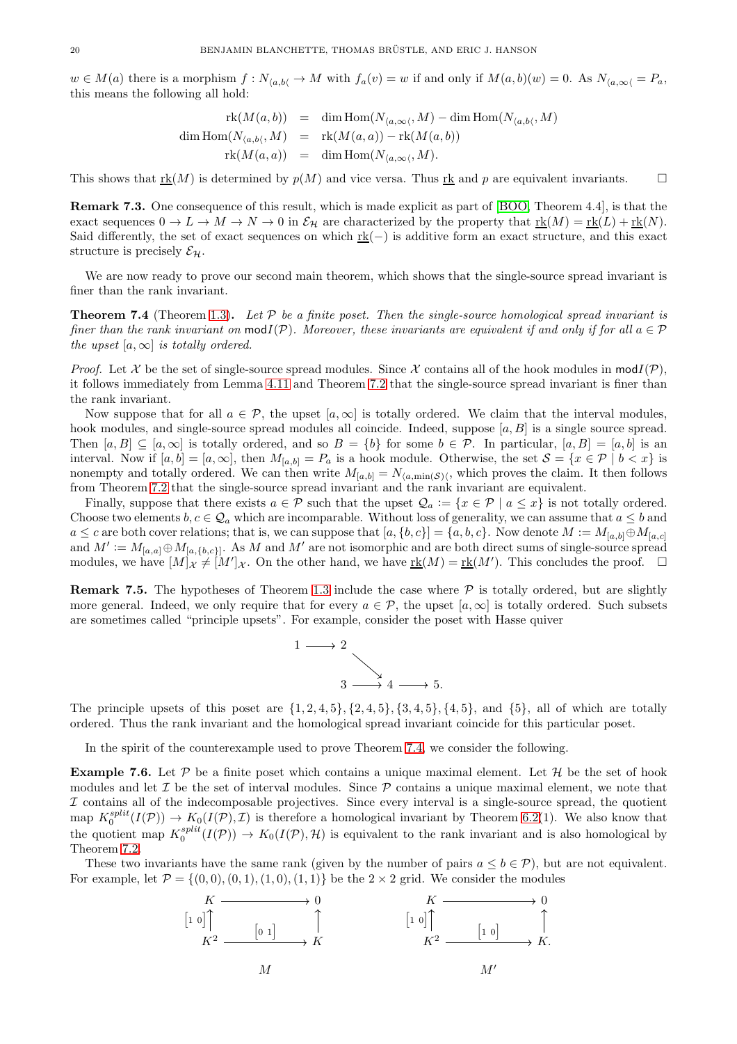$w \in M(a)$ there is a morphism $f : N_{\langle a,b\langle} \to M$ with $f_a(v) = w$ if and only if $M(a,b)(w) = 0$. As $N_{\langle a,\infty\langle} = P_a$, this means the following all hold:

$$\begin{aligned}
\mathrm{rk}(M(a,b)) &= \dim \mathrm{Hom}(N_{\langle a,\infty\langle}, M) - \dim \mathrm{Hom}(N_{\langle a,b\langle}, M)\\
\dim \mathrm{Hom}(N_{\langle a,b\langle}, M) &= \mathrm{rk}(M(a,a)) - \mathrm{rk}(M(a,b))\\
\mathrm{rk}(M(a,a)) &= \dim \mathrm{Hom}(N_{\langle a,\infty\langle}, M).
\end{aligned}$$

This shows that $\underline{\mathrm{rk}}(M)$ is determined by $p(M)$ and vice versa. Thus $\underline{\mathrm{rk}}$ and $p$ are equivalent invariants. $\square$

**Remark 7.3.** One consequence of this result, which is made explicit as part of [BOO, Theorem 4.4], is that the exact sequences $0 \to L \to M \to N \to 0$ in $\mathcal{E}_{\mathcal{H}}$ are characterized by the property that $\underline{\mathrm{rk}}(M) = \underline{\mathrm{rk}}(L) + \underline{\mathrm{rk}}(N)$. Said differently, the set of exact sequences on which $\underline{\mathrm{rk}}(-)$ is additive form an exact structure, and this exact structure is precisely $\mathcal{E}_{\mathcal{H}}$.

We are now ready to prove our second main theorem, which shows that the single-source spread invariant is finer than the rank invariant.

**Theorem 7.4** (Theorem 1.3)**.** *Let $\mathcal{P}$ be a finite poset. Then the single-source homological spread invariant is finer than the rank invariant on $\mathsf{mod}I(\mathcal{P})$. Moreover, these invariants are equivalent if and only if for all $a \in \mathcal{P}$ the upset $[a,\infty]$ is totally ordered.*

*Proof.* Let $\mathcal{X}$ be the set of single-source spread modules. Since $\mathcal{X}$ contains all of the hook modules in $\mathsf{mod}I(\mathcal{P})$, it follows immediately from Lemma 4.11 and Theorem 7.2 that the single-source spread invariant is finer than the rank invariant.

Now suppose that for all $a \in \mathcal{P}$, the upset $[a,\infty]$ is totally ordered. We claim that the interval modules, hook modules, and single-source spread modules all coincide. Indeed, suppose $[a,B]$ is a single source spread. Then $[a,B] \subseteq [a,\infty]$ is totally ordered, and so $B = \{b\}$ for some $b \in \mathcal{P}$. In particular, $[a,B] = [a,b]$ is an interval. Now if $[a,b] = [a,\infty]$, then $M_{[a,b]} = P_a$ is a hook module. Otherwise, the set $\mathcal{S} = \{x \in \mathcal{P} \mid b < x\}$ is nonempty and totally ordered. We can then write $M_{[a,b]} = N_{\langle a,\min(\mathcal{S})\langle}$, which proves the claim. It then follows from Theorem 7.2 that the single-source spread invariant and the rank invariant are equivalent.

Finally, suppose that there exists $a \in \mathcal{P}$ such that the upset $\mathcal{Q}_a := \{x \in \mathcal{P} \mid a \leq x\}$ is not totally ordered. Choose two elements $b, c \in \mathcal{Q}_a$ which are incomparable. Without loss of generality, we can assume that $a \leq b$ and $a \leq c$ are both cover relations; that is, we can suppose that $[a,\{b,c\}] = \{a,b,c\}$. Now denote $M := M_{[a,b]} \oplus M_{[a,c]}$ and $M' := M_{[a,a]} \oplus M_{[a,\{b,c\}]}$. As $M$ and $M'$ are not isomorphic and are both direct sums of single-source spread modules, we have $[M]_{\mathcal{X}} \neq [M']_{\mathcal{X}}$. On the other hand, we have $\underline{\mathrm{rk}}(M) = \underline{\mathrm{rk}}(M')$. This concludes the proof. $\square$

**Remark 7.5.** The hypotheses of Theorem 1.3 include the case where $\mathcal{P}$ is totally ordered, but are slightly more general. Indeed, we only require that for every $a \in \mathcal{P}$, the upset $[a,\infty]$ is totally ordered. Such subsets are sometimes called "principle upsets". For example, consider the poset with Hasse quiver

$$\begin{array}{ccccc}
1 & \longrightarrow & 2 & & \\
 & & & \searrow & \\
 & & 3 & \longrightarrow & 4 \longrightarrow 5.
\end{array}$$

The principle upsets of this poset are $\{1,2,4,5\}, \{2,4,5\}, \{3,4,5\}, \{4,5\}$, and $\{5\}$, all of which are totally ordered. Thus the rank invariant and the homological spread invariant coincide for this particular poset.

In the spirit of the counterexample used to prove Theorem 7.4, we consider the following.

**Example 7.6.** Let $\mathcal{P}$ be a finite poset which contains a unique maximal element. Let $\mathcal{H}$ be the set of hook modules and let $\mathcal{I}$ be the set of interval modules. Since $\mathcal{P}$ contains a unique maximal element, we note that $\mathcal{I}$ contains all of the indecomposable projectives. Since every interval is a single-source spread, the quotient map $K_0^{split}(I(\mathcal{P})) \to K_0(I(\mathcal{P}),\mathcal{I})$ is therefore a homological invariant by Theorem 6.2(1). We also know that the quotient map $K_0^{split}(I(\mathcal{P})) \to K_0(I(\mathcal{P}),\mathcal{H})$ is equivalent to the rank invariant and is also homological by Theorem 7.2.

These two invariants have the same rank (given by the number of pairs $a \leq b \in \mathcal{P}$), but are not equivalent. For example, let $\mathcal{P} = \{(0,0),(0,1),(1,0),(1,1)\}$ be the $2 \times 2$ grid. We consider the modules

$$M: \quad \begin{array}{ccc}
K & \longrightarrow & 0\\
{\scriptstyle \begin{bmatrix}1 & 0\end{bmatrix}}\uparrow & & \uparrow\\
K^2 & \xrightarrow{\begin{bmatrix}0 & 1\end{bmatrix}} & K
\end{array}
\qquad\qquad
M': \quad \begin{array}{ccc}
K & \longrightarrow & 0\\
{\scriptstyle \begin{bmatrix}1 & 0\end{bmatrix}}\uparrow & & \uparrow\\
K^2 & \xrightarrow{\begin{bmatrix}1 & 0\end{bmatrix}} & K.
\end{array}$$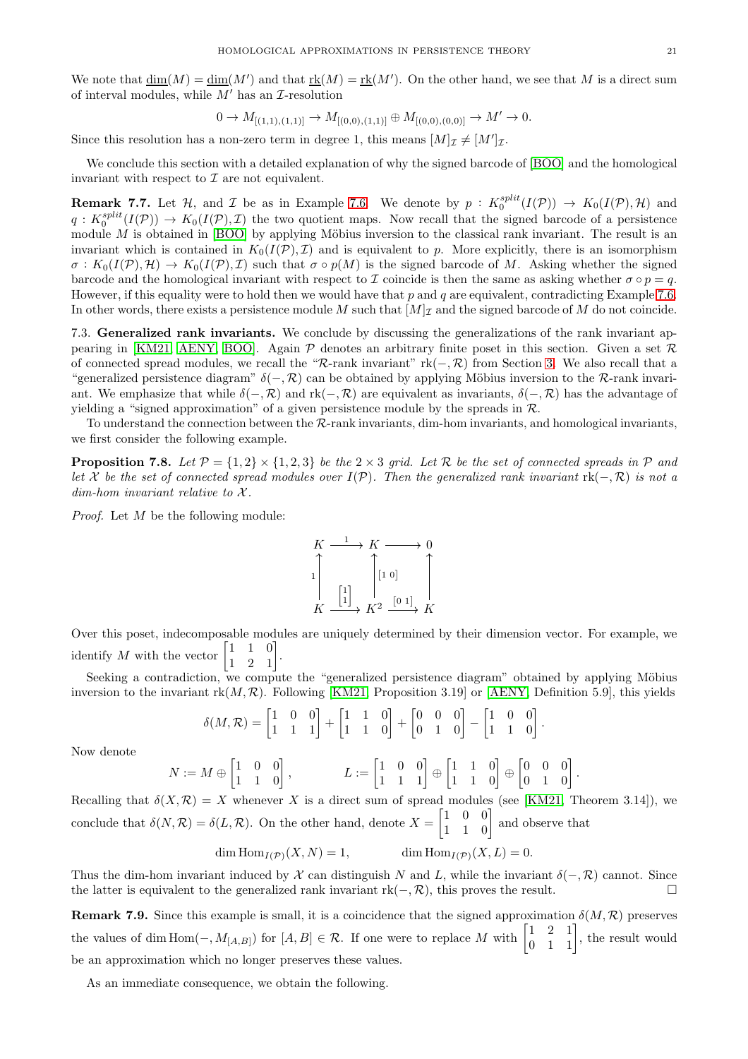We note that $\underline{\dim}(M) = \underline{\dim}(M')$ and that $\underline{\mathrm{rk}}(M) = \underline{\mathrm{rk}}(M')$. On the other hand, we see that $M$ is a direct sum of interval modules, while $M'$ has an $\mathcal{I}$-resolution

$$0 \to M_{[(1,1),(1,1)]} \to M_{[(0,0),(1,1)]} \oplus M_{[(0,0),(0,0)]} \to M' \to 0.$$

Since this resolution has a non-zero term in degree 1, this means $[M]_{\mathcal{I}} \neq [M']_{\mathcal{I}}$.

We conclude this section with a detailed explanation of why the signed barcode of [BOO] and the homological invariant with respect to $\mathcal{I}$ are not equivalent.

**Remark 7.7.** Let $\mathcal{H}$, and $\mathcal{I}$ be as in Example 7.6. We denote by $p : K_0^{split}(I(\mathcal{P})) \to K_0(I(\mathcal{P}), \mathcal{H})$ and $q : K_0^{split}(I(\mathcal{P})) \to K_0(I(\mathcal{P}), \mathcal{I})$ the two quotient maps. Now recall that the signed barcode of a persistence module $M$ is obtained in [BOO] by applying Möbius inversion to the classical rank invariant. The result is an invariant which is contained in $K_0(I(\mathcal{P}), \mathcal{I})$ and is equivalent to $p$. More explicitly, there is an isomorphism $\sigma : K_0(I(\mathcal{P}), \mathcal{H}) \to K_0(I(\mathcal{P}), \mathcal{I})$ such that $\sigma \circ p(M)$ is the signed barcode of $M$. Asking whether the signed barcode and the homological invariant with respect to $\mathcal{I}$ coincide is then the same as asking whether $\sigma \circ p = q$. However, if this equality were to hold then we would have that $p$ and $q$ are equivalent, contradicting Example 7.6. In other words, there exists a persistence module $M$ such that $[M]_{\mathcal{I}}$ and the signed barcode of $M$ do not coincide.

7.3. **Generalized rank invariants.** We conclude by discussing the generalizations of the rank invariant appearing in [KM21, AENY, BOO]. Again $\mathcal{P}$ denotes an arbitrary finite poset in this section. Given a set $\mathcal{R}$ of connected spread modules, we recall the "$\mathcal{R}$-rank invariant" $\mathrm{rk}(-, \mathcal{R})$ from Section 3. We also recall that a "generalized persistence diagram" $\delta(-, \mathcal{R})$ can be obtained by applying Möbius inversion to the $\mathcal{R}$-rank invariant. We emphasize that while $\delta(-, \mathcal{R})$ and $\mathrm{rk}(-, \mathcal{R})$ are equivalent as invariants, $\delta(-, \mathcal{R})$ has the advantage of yielding a "signed approximation" of a given persistence module by the spreads in $\mathcal{R}$.

To understand the connection between the $\mathcal{R}$-rank invariants, dim-hom invariants, and homological invariants, we first consider the following example.

**Proposition 7.8.** *Let $\mathcal{P} = \{1, 2\} \times \{1, 2, 3\}$ be the $2 \times 3$ grid. Let $\mathcal{R}$ be the set of connected spreads in $\mathcal{P}$ and let $\mathcal{X}$ be the set of connected spread modules over $I(\mathcal{P})$. Then the generalized rank invariant $\mathrm{rk}(-, \mathcal{R})$ is not a dim-hom invariant relative to $\mathcal{X}$.*

*Proof.* Let $M$ be the following module:

$$\begin{array}{ccccc}
K & \xrightarrow{1} & K & \longrightarrow & 0 \\
{\scriptstyle 1}\uparrow & & \uparrow{\scriptstyle [1\ 0]} & & \uparrow \\
K & \xrightarrow{\begin{bmatrix}1\\1\end{bmatrix}} & K^2 & \xrightarrow{[0\ 1]} & K
\end{array}$$

Over this poset, indecomposable modules are uniquely determined by their dimension vector. For example, we identify $M$ with the vector $\begin{bmatrix}1 & 1 & 0\\ 1 & 2 & 1\end{bmatrix}$.

Seeking a contradiction, we compute the "generalized persistence diagram" obtained by applying Möbius inversion to the invariant $\mathrm{rk}(M, \mathcal{R})$. Following [KM21, Proposition 3.19] or [AENY, Definition 5.9], this yields

$$\delta(M, \mathcal{R}) = \begin{bmatrix}1 & 0 & 0\\ 1 & 1 & 1\end{bmatrix} + \begin{bmatrix}1 & 1 & 0\\ 1 & 1 & 0\end{bmatrix} + \begin{bmatrix}0 & 0 & 0\\ 0 & 1 & 0\end{bmatrix} - \begin{bmatrix}1 & 0 & 0\\ 1 & 1 & 0\end{bmatrix}.$$

Now denote

$$N := M \oplus \begin{bmatrix}1 & 0 & 0\\ 1 & 1 & 0\end{bmatrix}, \qquad L := \begin{bmatrix}1 & 0 & 0\\ 1 & 1 & 1\end{bmatrix} \oplus \begin{bmatrix}1 & 1 & 0\\ 1 & 1 & 0\end{bmatrix} \oplus \begin{bmatrix}0 & 0 & 0\\ 0 & 1 & 0\end{bmatrix}.$$

Recalling that $\delta(X, \mathcal{R}) = X$ whenever $X$ is a direct sum of spread modules (see [KM21, Theorem 3.14]), we conclude that $\delta(N, \mathcal{R}) = \delta(L, \mathcal{R})$. On the other hand, denote $X = \begin{bmatrix}1 & 0 & 0\\ 1 & 1 & 0\end{bmatrix}$ and observe that

$$\dim \mathrm{Hom}_{I(\mathcal{P})}(X, N) = 1, \qquad \dim \mathrm{Hom}_{I(\mathcal{P})}(X, L) = 0.$$

Thus the dim-hom invariant induced by $\mathcal{X}$ can distinguish $N$ and $L$, while the invariant $\delta(-, \mathcal{R})$ cannot. Since the latter is equivalent to the generalized rank invariant $\mathrm{rk}(-, \mathcal{R})$, this proves the result. $\square$

**Remark 7.9.** Since this example is small, it is a coincidence that the signed approximation $\delta(M, \mathcal{R})$ preserves the values of $\dim \mathrm{Hom}(-, M_{[A,B]})$ for $[A, B] \in \mathcal{R}$. If one were to replace $M$ with $\begin{bmatrix}1 & 2 & 1\\ 0 & 1 & 1\end{bmatrix}$, the result would be an approximation which no longer preserves these values.

As an immediate consequence, we obtain the following.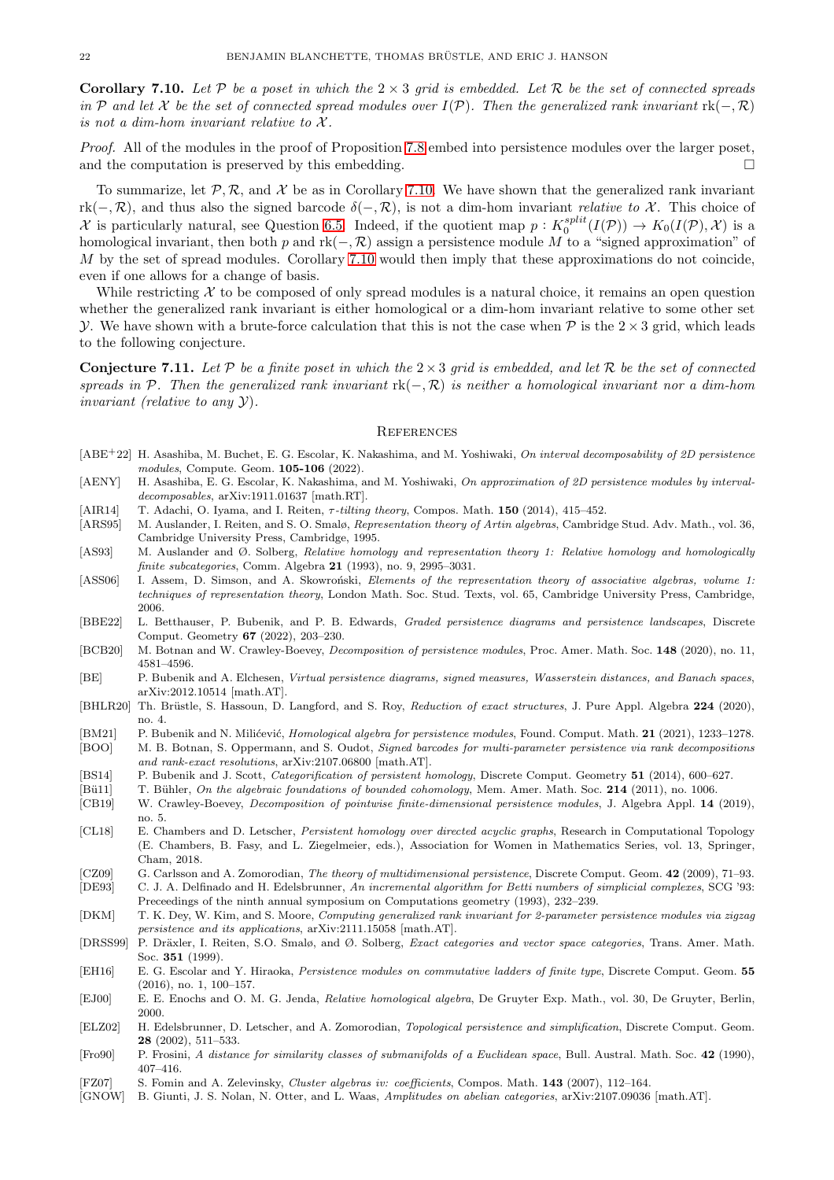**Corollary 7.10.** *Let $\mathcal{P}$ be a poset in which the $2 \times 3$ grid is embedded. Let $\mathcal{R}$ be the set of connected spreads in $\mathcal{P}$ and let $\mathcal{X}$ be the set of connected spread modules over $I(\mathcal{P})$. Then the generalized rank invariant $\mathrm{rk}(-,\mathcal{R})$ is not a dim-hom invariant relative to $\mathcal{X}$.*

*Proof.* All of the modules in the proof of Proposition 7.8 embed into persistence modules over the larger poset, and the computation is preserved by this embedding. □

To summarize, let $\mathcal{P}, \mathcal{R}$, and $\mathcal{X}$ be as in Corollary 7.10. We have shown that the generalized rank invariant $\mathrm{rk}(-,\mathcal{R})$, and thus also the signed barcode $\delta(-,\mathcal{R})$, is not a dim-hom invariant *relative to* $\mathcal{X}$. This choice of $\mathcal{X}$ is particularly natural, see Question 6.5. Indeed, if the quotient map $p : K_0^{split}(I(\mathcal{P})) \to K_0(I(\mathcal{P}), \mathcal{X})$ is a homological invariant, then both $p$ and $\mathrm{rk}(-,\mathcal{R})$ assign a persistence module $M$ to a "signed approximation" of $M$ by the set of spread modules. Corollary 7.10 would then imply that these approximations do not coincide, even if one allows for a change of basis.

While restricting $\mathcal{X}$ to be composed of only spread modules is a natural choice, it remains an open question whether the generalized rank invariant is either homological or a dim-hom invariant relative to some other set $\mathcal{Y}$. We have shown with a brute-force calculation that this is not the case when $\mathcal{P}$ is the $2 \times 3$ grid, which leads to the following conjecture.

**Conjecture 7.11.** *Let $\mathcal{P}$ be a finite poset in which the $2 \times 3$ grid is embedded, and let $\mathcal{R}$ be the set of connected spreads in $\mathcal{P}$. Then the generalized rank invariant $\mathrm{rk}(-,\mathcal{R})$ is neither a homological invariant nor a dim-hom invariant (relative to any $\mathcal{Y}$).*

## References

- [ABE+22] H. Asashiba, M. Buchet, E. G. Escolar, K. Nakashima, and M. Yoshiwaki, *On interval decomposability of 2D persistence modules*, Compute. Geom. **105-106** (2022).
- [AENY] H. Asashiba, E. G. Escolar, K. Nakashima, and M. Yoshiwaki, *On approximation of 2D persistence modules by interval-decomposables*, arXiv:1911.01637 [math.RT].
- [AIR14] T. Adachi, O. Iyama, and I. Reiten, *τ-tilting theory*, Compos. Math. **150** (2014), 415–452.
- [ARS95] M. Auslander, I. Reiten, and S. O. Smalø, *Representation theory of Artin algebras*, Cambridge Stud. Adv. Math., vol. 36, Cambridge University Press, Cambridge, 1995.
- [AS93] M. Auslander and Ø. Solberg, *Relative homology and representation theory 1: Relative homology and homologically finite subcategories*, Comm. Algebra **21** (1993), no. 9, 2995–3031.
- [ASS06] I. Assem, D. Simson, and A. Skowroński, *Elements of the representation theory of associative algebras, volume 1: techniques of representation theory*, London Math. Soc. Stud. Texts, vol. 65, Cambridge University Press, Cambridge, 2006.
- [BBE22] L. Betthauser, P. Bubenik, and P. B. Edwards, *Graded persistence diagrams and persistence landscapes*, Discrete Comput. Geometry **67** (2022), 203–230.
- [BCB20] M. Botnan and W. Crawley-Boevey, *Decomposition of persistence modules*, Proc. Amer. Math. Soc. **148** (2020), no. 11, 4581–4596.
- [BE] P. Bubenik and A. Elchesen, *Virtual persistence diagrams, signed measures, Wasserstein distances, and Banach spaces*, arXiv:2012.10514 [math.AT].
- [BHLR20] Th. Brüstle, S. Hassoun, D. Langford, and S. Roy, *Reduction of exact structures*, J. Pure Appl. Algebra **224** (2020), no. 4.
- [BM21] P. Bubenik and N. Milićević, *Homological algebra for persistence modules*, Found. Comput. Math. **21** (2021), 1233–1278.
- [BOO] M. B. Botnan, S. Oppermann, and S. Oudot, *Signed barcodes for multi-parameter persistence via rank decompositions and rank-exact resolutions*, arXiv:2107.06800 [math.AT].
- [BS14] P. Bubenik and J. Scott, *Categorification of persistent homology*, Discrete Comput. Geometry **51** (2014), 600–627.
- [Bü11] T. Bühler, *On the algebraic foundations of bounded cohomology*, Mem. Amer. Math. Soc. **214** (2011), no. 1006.
- [CB19] W. Crawley-Boevey, *Decomposition of pointwise finite-dimensional persistence modules*, J. Algebra Appl. **14** (2019), no. 5.
- [CL18] E. Chambers and D. Letscher, *Persistent homology over directed acyclic graphs*, Research in Computational Topology (E. Chambers, B. Fasy, and L. Ziegelmeier, eds.), Association for Women in Mathematics Series, vol. 13, Springer, Cham, 2018.
- [CZ09] G. Carlsson and A. Zomorodian, *The theory of multidimensional persistence*, Discrete Comput. Geom. **42** (2009), 71–93.
- [DE93] C. J. A. Delfinado and H. Edelsbrunner, *An incremental algorithm for Betti numbers of simplicial complexes*, SCG '93: Preceedings of the ninth annual symposium on Computations geometry (1993), 232–239.
- [DKM] T. K. Dey, W. Kim, and S. Moore, *Computing generalized rank invariant for 2-parameter persistence modules via zigzag persistence and its applications*, arXiv:2111.15058 [math.AT].
- [DRSS99] P. Dräxler, I. Reiten, S.O. Smalø, and Ø. Solberg, *Exact categories and vector space categories*, Trans. Amer. Math. Soc. **351** (1999).
- [EH16] E. G. Escolar and Y. Hiraoka, *Persistence modules on commutative ladders of finite type*, Discrete Comput. Geom. **55** (2016), no. 1, 100–157.
- [EJ00] E. E. Enochs and O. M. G. Jenda, *Relative homological algebra*, De Gruyter Exp. Math., vol. 30, De Gruyter, Berlin, 2000.
- [ELZ02] H. Edelsbrunner, D. Letscher, and A. Zomorodian, *Topological persistence and simplification*, Discrete Comput. Geom. **28** (2002), 511–533.
- [Fro90] P. Frosini, *A distance for similarity classes of submanifolds of a Euclidean space*, Bull. Austral. Math. Soc. **42** (1990), 407–416.
- [FZ07] S. Fomin and A. Zelevinsky, *Cluster algebras iv: coefficients*, Compos. Math. **143** (2007), 112–164.
- [GNOW] B. Giunti, J. S. Nolan, N. Otter, and L. Waas, *Amplitudes on abelian categories*, arXiv:2107.09036 [math.AT].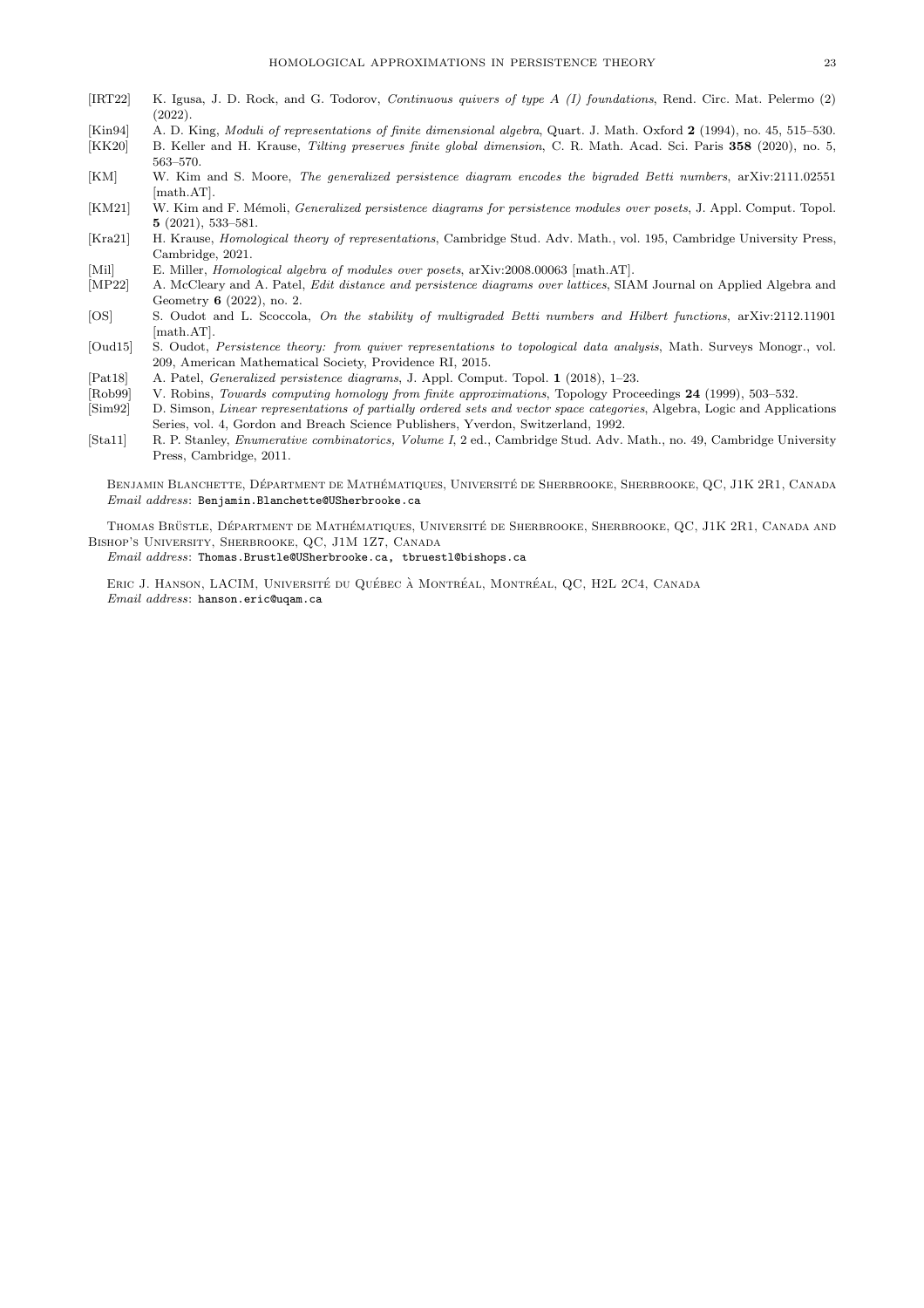[IRT22] K. Igusa, J. D. Rock, and G. Todorov, *Continuous quivers of type A (I) foundations*, Rend. Circ. Mat. Pelermo (2) (2022).

[Kin94] A. D. King, *Moduli of representations of finite dimensional algebra*, Quart. J. Math. Oxford **2** (1994), no. 45, 515–530.

[KK20] B. Keller and H. Krause, *Tilting preserves finite global dimension*, C. R. Math. Acad. Sci. Paris **358** (2020), no. 5, 563–570.

[KM] W. Kim and S. Moore, *The generalized persistence diagram encodes the bigraded Betti numbers*, arXiv:2111.02551 [math.AT].

[KM21] W. Kim and F. Mémoli, *Generalized persistence diagrams for persistence modules over posets*, J. Appl. Comput. Topol. **5** (2021), 533–581.

[Kra21] H. Krause, *Homological theory of representations*, Cambridge Stud. Adv. Math., vol. 195, Cambridge University Press, Cambridge, 2021.

[Mil] E. Miller, *Homological algebra of modules over posets*, arXiv:2008.00063 [math.AT].

[MP22] A. McCleary and A. Patel, *Edit distance and persistence diagrams over lattices*, SIAM Journal on Applied Algebra and Geometry **6** (2022), no. 2.

[OS] S. Oudot and L. Scoccola, *On the stability of multigraded Betti numbers and Hilbert functions*, arXiv:2112.11901 [math.AT].

[Oud15] S. Oudot, *Persistence theory: from quiver representations to topological data analysis*, Math. Surveys Monogr., vol. 209, American Mathematical Society, Providence RI, 2015.

[Pat18] A. Patel, *Generalized persistence diagrams*, J. Appl. Comput. Topol. **1** (2018), 1–23.

[Rob99] V. Robins, *Towards computing homology from finite approximations*, Topology Proceedings **24** (1999), 503–532.

[Sim92] D. Simson, *Linear representations of partially ordered sets and vector space categories*, Algebra, Logic and Applications Series, vol. 4, Gordon and Breach Science Publishers, Yverdon, Switzerland, 1992.

[Sta11] R. P. Stanley, *Enumerative combinatorics, Volume I*, 2 ed., Cambridge Stud. Adv. Math., no. 49, Cambridge University Press, Cambridge, 2011.

Benjamin Blanchette, Départment de Mathématiques, Université de Sherbrooke, Sherbrooke, QC, J1K 2R1, Canada
*Email address*: Benjamin.Blanchette@USherbrooke.ca

Thomas Brüstle, Départment de Mathématiques, Université de Sherbrooke, Sherbrooke, QC, J1K 2R1, Canada and Bishop's University, Sherbrooke, QC, J1M 1Z7, Canada
*Email address*: Thomas.Brustle@USherbrooke.ca, tbruestl@bishops.ca

Eric J. Hanson, LACIM, Université du Québec à Montréal, Montréal, QC, H2L 2C4, Canada
*Email address*: hanson.eric@uqam.ca